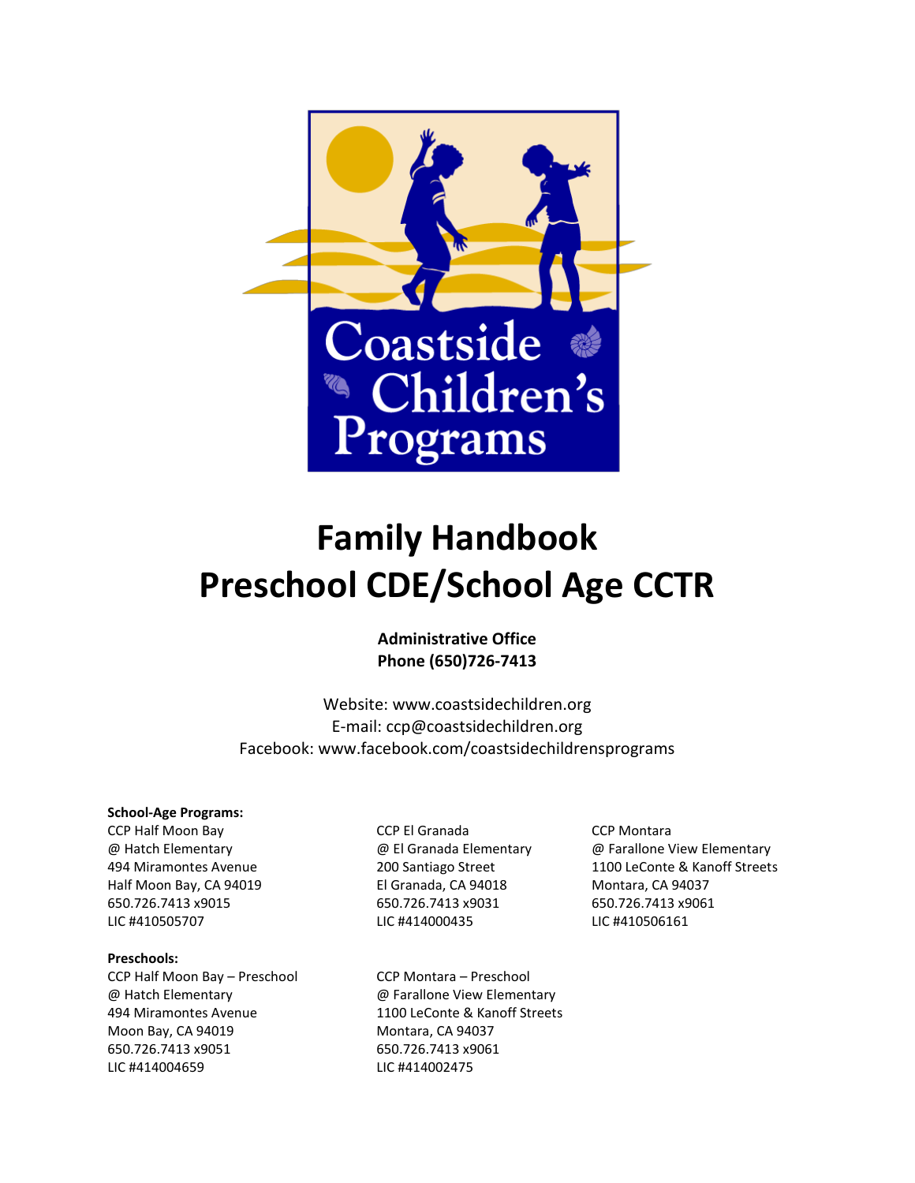Coastside Children's Programs

# Family Handbook
# Preschool CDE/School Age CCTR

**Administrative Office**
**Phone (650)726-7413**

Website: www.coastsidechildren.org
E-mail: ccp@coastsidechildren.org
Facebook: www.facebook.com/coastsidechildrensprograms

**School-Age Programs:**

CCP Half Moon Bay
@ Hatch Elementary
494 Miramontes Avenue
Half Moon Bay, CA 94019
650.726.7413 x9015
LIC #410505707

CCP El Granada
@ El Granada Elementary
200 Santiago Street
El Granada, CA 94018
650.726.7413 x9031
LIC #414000435

CCP Montara
@ Farallone View Elementary
1100 LeConte & Kanoff Streets
Montara, CA 94037
650.726.7413 x9061
LIC #410506161

**Preschools:**

CCP Half Moon Bay – Preschool
@ Hatch Elementary
494 Miramontes Avenue
Moon Bay, CA 94019
650.726.7413 x9051
LIC #414004659

CCP Montara – Preschool
@ Farallone View Elementary
1100 LeConte & Kanoff Streets
Montara, CA 94037
650.726.7413 x9061
LIC #414002475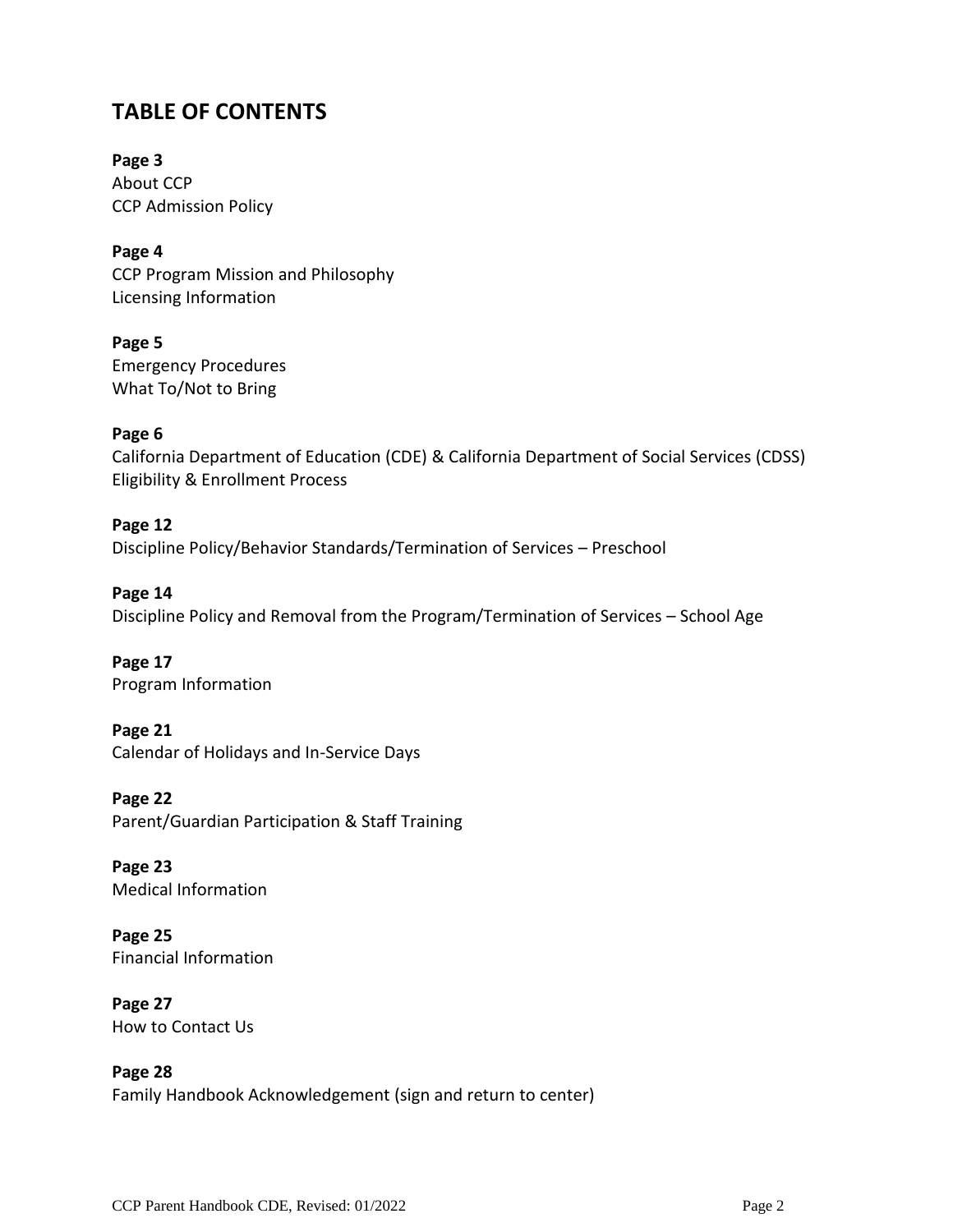# TABLE OF CONTENTS

**Page 3**
About CCP
CCP Admission Policy

**Page 4**
CCP Program Mission and Philosophy
Licensing Information

**Page 5**
Emergency Procedures
What To/Not to Bring

**Page 6**
California Department of Education (CDE) & California Department of Social Services (CDSS)
Eligibility & Enrollment Process

**Page 12**
Discipline Policy/Behavior Standards/Termination of Services – Preschool

**Page 14**
Discipline Policy and Removal from the Program/Termination of Services – School Age

**Page 17**
Program Information

**Page 21**
Calendar of Holidays and In-Service Days

**Page 22**
Parent/Guardian Participation & Staff Training

**Page 23**
Medical Information

**Page 25**
Financial Information

**Page 27**
How to Contact Us

**Page 28**
Family Handbook Acknowledgement (sign and return to center)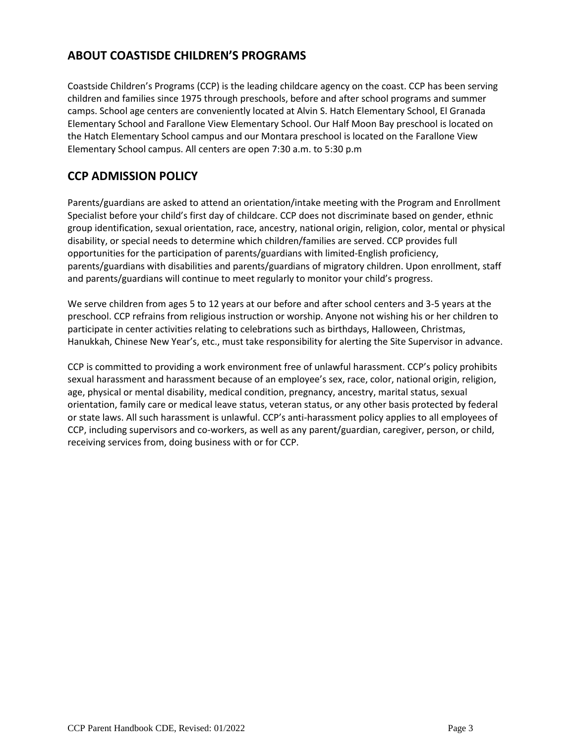## ABOUT COASTISDE CHILDREN'S PROGRAMS

Coastside Children's Programs (CCP) is the leading childcare agency on the coast. CCP has been serving children and families since 1975 through preschools, before and after school programs and summer camps. School age centers are conveniently located at Alvin S. Hatch Elementary School, El Granada Elementary School and Farallone View Elementary School. Our Half Moon Bay preschool is located on the Hatch Elementary School campus and our Montara preschool is located on the Farallone View Elementary School campus. All centers are open 7:30 a.m. to 5:30 p.m

## CCP ADMISSION POLICY

Parents/guardians are asked to attend an orientation/intake meeting with the Program and Enrollment Specialist before your child's first day of childcare. CCP does not discriminate based on gender, ethnic group identification, sexual orientation, race, ancestry, national origin, religion, color, mental or physical disability, or special needs to determine which children/families are served. CCP provides full opportunities for the participation of parents/guardians with limited-English proficiency, parents/guardians with disabilities and parents/guardians of migratory children. Upon enrollment, staff and parents/guardians will continue to meet regularly to monitor your child's progress.

We serve children from ages 5 to 12 years at our before and after school centers and 3-5 years at the preschool. CCP refrains from religious instruction or worship. Anyone not wishing his or her children to participate in center activities relating to celebrations such as birthdays, Halloween, Christmas, Hanukkah, Chinese New Year's, etc., must take responsibility for alerting the Site Supervisor in advance.

CCP is committed to providing a work environment free of unlawful harassment. CCP's policy prohibits sexual harassment and harassment because of an employee's sex, race, color, national origin, religion, age, physical or mental disability, medical condition, pregnancy, ancestry, marital status, sexual orientation, family care or medical leave status, veteran status, or any other basis protected by federal or state laws. All such harassment is unlawful. CCP's anti-harassment policy applies to all employees of CCP, including supervisors and co-workers, as well as any parent/guardian, caregiver, person, or child, receiving services from, doing business with or for CCP.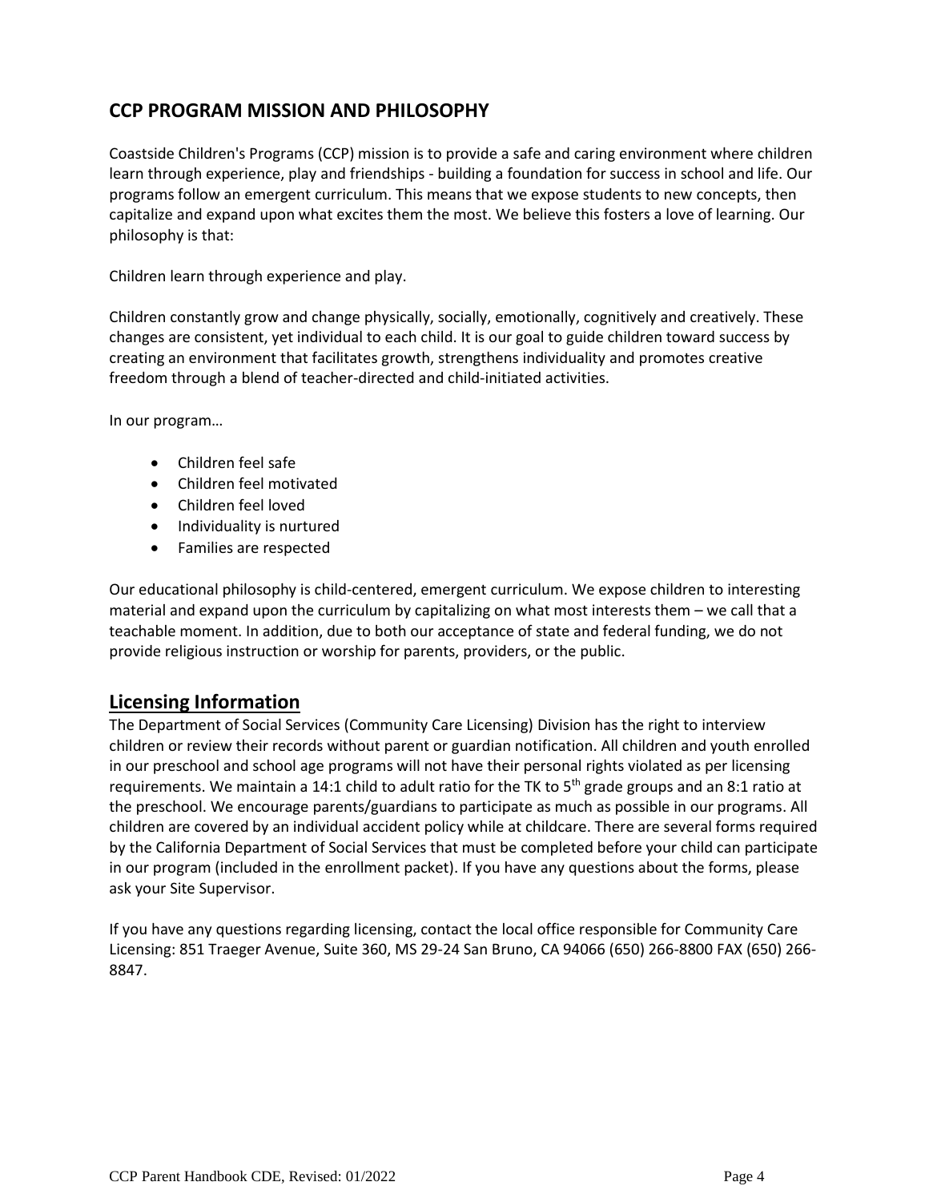## CCP PROGRAM MISSION AND PHILOSOPHY

Coastside Children's Programs (CCP) mission is to provide a safe and caring environment where children learn through experience, play and friendships - building a foundation for success in school and life. Our programs follow an emergent curriculum. This means that we expose students to new concepts, then capitalize and expand upon what excites them the most. We believe this fosters a love of learning. Our philosophy is that:

Children learn through experience and play.

Children constantly grow and change physically, socially, emotionally, cognitively and creatively. These changes are consistent, yet individual to each child. It is our goal to guide children toward success by creating an environment that facilitates growth, strengthens individuality and promotes creative freedom through a blend of teacher-directed and child-initiated activities.

In our program…

- Children feel safe
- Children feel motivated
- Children feel loved
- Individuality is nurtured
- Families are respected

Our educational philosophy is child-centered, emergent curriculum. We expose children to interesting material and expand upon the curriculum by capitalizing on what most interests them – we call that a teachable moment. In addition, due to both our acceptance of state and federal funding, we do not provide religious instruction or worship for parents, providers, or the public.

## Licensing Information

The Department of Social Services (Community Care Licensing) Division has the right to interview children or review their records without parent or guardian notification. All children and youth enrolled in our preschool and school age programs will not have their personal rights violated as per licensing requirements. We maintain a 14:1 child to adult ratio for the TK to 5th grade groups and an 8:1 ratio at the preschool. We encourage parents/guardians to participate as much as possible in our programs. All children are covered by an individual accident policy while at childcare. There are several forms required by the California Department of Social Services that must be completed before your child can participate in our program (included in the enrollment packet). If you have any questions about the forms, please ask your Site Supervisor.

If you have any questions regarding licensing, contact the local office responsible for Community Care Licensing: 851 Traeger Avenue, Suite 360, MS 29-24 San Bruno, CA 94066 (650) 266-8800 FAX (650) 266-8847.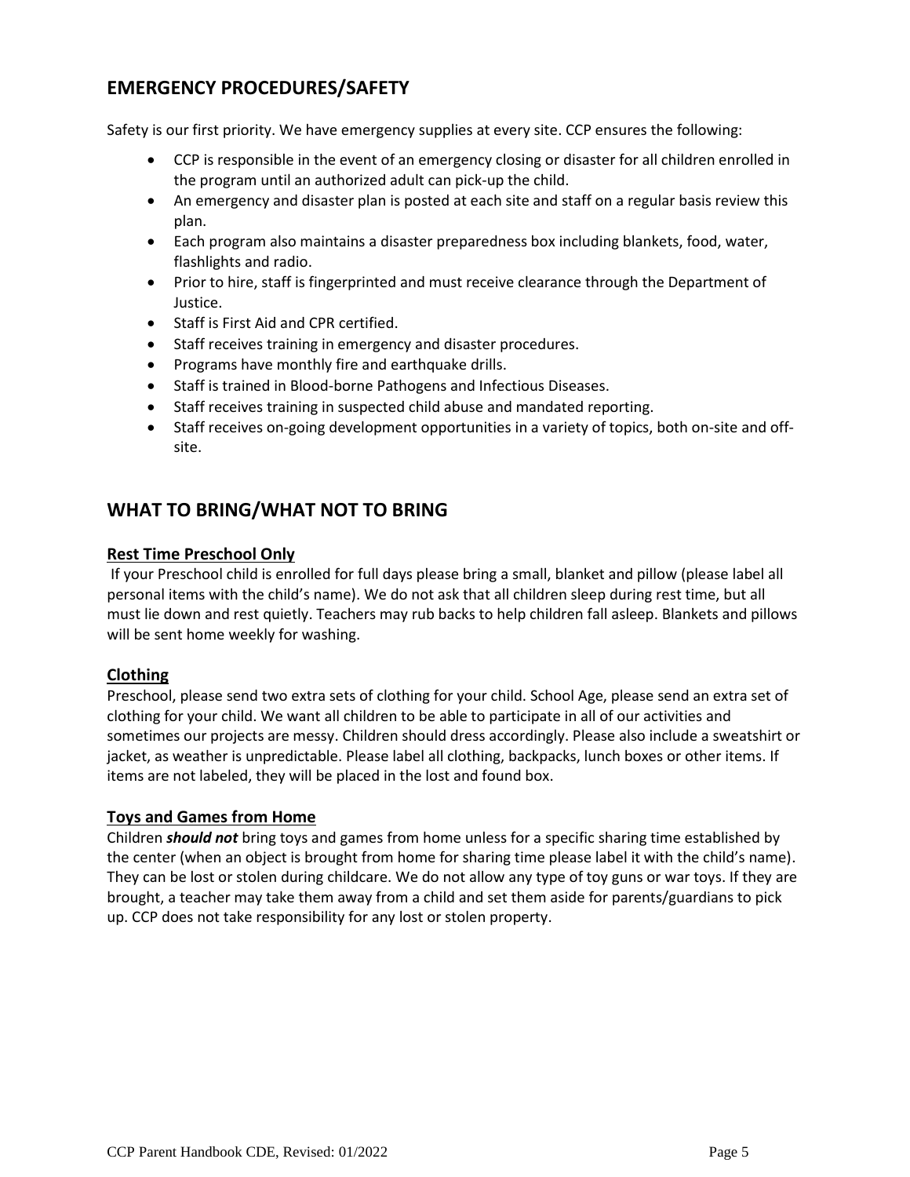## EMERGENCY PROCEDURES/SAFETY

Safety is our first priority. We have emergency supplies at every site. CCP ensures the following:

- CCP is responsible in the event of an emergency closing or disaster for all children enrolled in the program until an authorized adult can pick-up the child.
- An emergency and disaster plan is posted at each site and staff on a regular basis review this plan.
- Each program also maintains a disaster preparedness box including blankets, food, water, flashlights and radio.
- Prior to hire, staff is fingerprinted and must receive clearance through the Department of Justice.
- Staff is First Aid and CPR certified.
- Staff receives training in emergency and disaster procedures.
- Programs have monthly fire and earthquake drills.
- Staff is trained in Blood-borne Pathogens and Infectious Diseases.
- Staff receives training in suspected child abuse and mandated reporting.
- Staff receives on-going development opportunities in a variety of topics, both on-site and off-site.

## WHAT TO BRING/WHAT NOT TO BRING

### Rest Time Preschool Only

If your Preschool child is enrolled for full days please bring a small, blanket and pillow (please label all personal items with the child's name). We do not ask that all children sleep during rest time, but all must lie down and rest quietly. Teachers may rub backs to help children fall asleep. Blankets and pillows will be sent home weekly for washing.

### Clothing

Preschool, please send two extra sets of clothing for your child. School Age, please send an extra set of clothing for your child. We want all children to be able to participate in all of our activities and sometimes our projects are messy. Children should dress accordingly. Please also include a sweatshirt or jacket, as weather is unpredictable. Please label all clothing, backpacks, lunch boxes or other items. If items are not labeled, they will be placed in the lost and found box.

### Toys and Games from Home

Children ***should not*** bring toys and games from home unless for a specific sharing time established by the center (when an object is brought from home for sharing time please label it with the child's name). They can be lost or stolen during childcare. We do not allow any type of toy guns or war toys. If they are brought, a teacher may take them away from a child and set them aside for parents/guardians to pick up. CCP does not take responsibility for any lost or stolen property.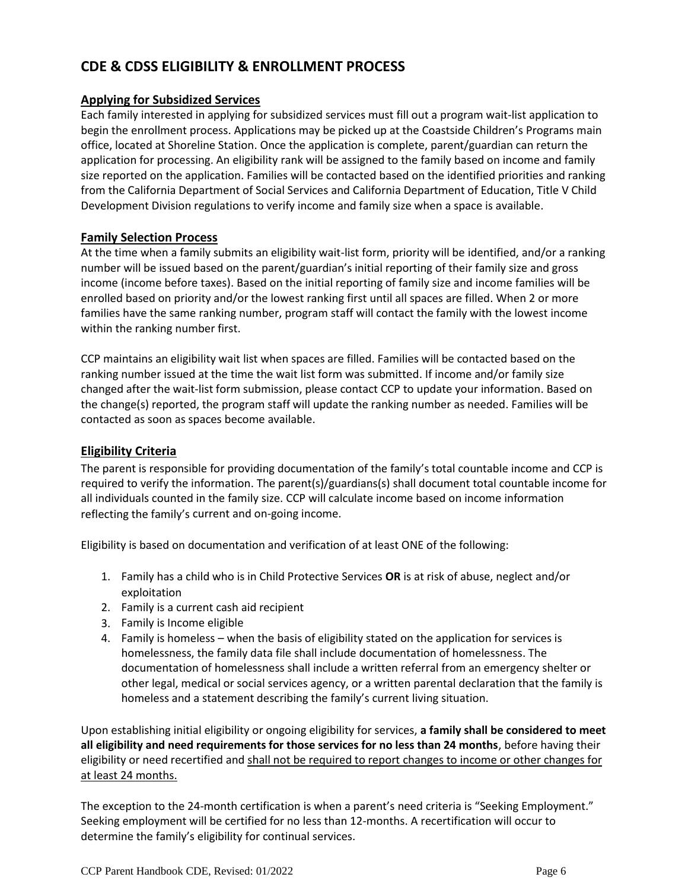# CDE & CDSS ELIGIBILITY & ENROLLMENT PROCESS

## Applying for Subsidized Services

Each family interested in applying for subsidized services must fill out a program wait-list application to begin the enrollment process. Applications may be picked up at the Coastside Children's Programs main office, located at Shoreline Station. Once the application is complete, parent/guardian can return the application for processing. An eligibility rank will be assigned to the family based on income and family size reported on the application. Families will be contacted based on the identified priorities and ranking from the California Department of Social Services and California Department of Education, Title V Child Development Division regulations to verify income and family size when a space is available.

## Family Selection Process

At the time when a family submits an eligibility wait-list form, priority will be identified, and/or a ranking number will be issued based on the parent/guardian's initial reporting of their family size and gross income (income before taxes). Based on the initial reporting of family size and income families will be enrolled based on priority and/or the lowest ranking first until all spaces are filled. When 2 or more families have the same ranking number, program staff will contact the family with the lowest income within the ranking number first.

CCP maintains an eligibility wait list when spaces are filled. Families will be contacted based on the ranking number issued at the time the wait list form was submitted. If income and/or family size changed after the wait-list form submission, please contact CCP to update your information. Based on the change(s) reported, the program staff will update the ranking number as needed. Families will be contacted as soon as spaces become available.

## Eligibility Criteria

The parent is responsible for providing documentation of the family's total countable income and CCP is required to verify the information. The parent(s)/guardians(s) shall document total countable income for all individuals counted in the family size. CCP will calculate income based on income information reflecting the family's current and on-going income.

Eligibility is based on documentation and verification of at least ONE of the following:

1. Family has a child who is in Child Protective Services **OR** is at risk of abuse, neglect and/or exploitation
2. Family is a current cash aid recipient
3. Family is Income eligible
4. Family is homeless – when the basis of eligibility stated on the application for services is homelessness, the family data file shall include documentation of homelessness. The documentation of homelessness shall include a written referral from an emergency shelter or other legal, medical or social services agency, or a written parental declaration that the family is homeless and a statement describing the family's current living situation.

Upon establishing initial eligibility or ongoing eligibility for services, **a family shall be considered to meet all eligibility and need requirements for those services for no less than 24 months**, before having their eligibility or need recertified and <u>shall not be required to report changes to income or other changes for at least 24 months.</u>

The exception to the 24-month certification is when a parent's need criteria is "Seeking Employment." Seeking employment will be certified for no less than 12-months. A recertification will occur to determine the family's eligibility for continual services.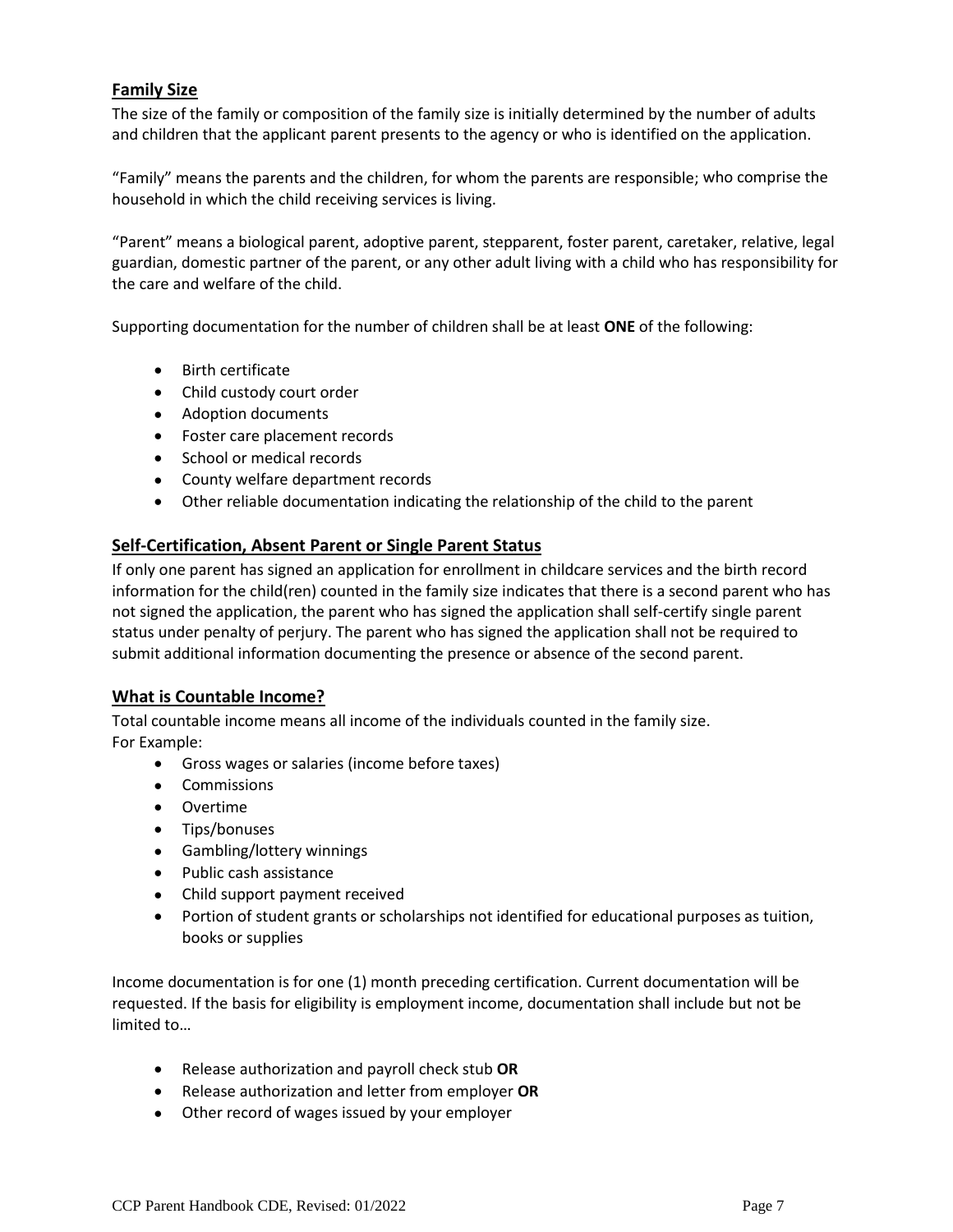## Family Size

The size of the family or composition of the family size is initially determined by the number of adults and children that the applicant parent presents to the agency or who is identified on the application.

"Family" means the parents and the children, for whom the parents are responsible; who comprise the household in which the child receiving services is living.

"Parent" means a biological parent, adoptive parent, stepparent, foster parent, caretaker, relative, legal guardian, domestic partner of the parent, or any other adult living with a child who has responsibility for the care and welfare of the child.

Supporting documentation for the number of children shall be at least **ONE** of the following:

- Birth certificate
- Child custody court order
- Adoption documents
- Foster care placement records
- School or medical records
- County welfare department records
- Other reliable documentation indicating the relationship of the child to the parent

## Self-Certification, Absent Parent or Single Parent Status

If only one parent has signed an application for enrollment in childcare services and the birth record information for the child(ren) counted in the family size indicates that there is a second parent who has not signed the application, the parent who has signed the application shall self-certify single parent status under penalty of perjury. The parent who has signed the application shall not be required to submit additional information documenting the presence or absence of the second parent.

## What is Countable Income?

Total countable income means all income of the individuals counted in the family size.
For Example:

- Gross wages or salaries (income before taxes)
- Commissions
- Overtime
- Tips/bonuses
- Gambling/lottery winnings
- Public cash assistance
- Child support payment received
- Portion of student grants or scholarships not identified for educational purposes as tuition, books or supplies

Income documentation is for one (1) month preceding certification. Current documentation will be requested. If the basis for eligibility is employment income, documentation shall include but not be limited to…

- Release authorization and payroll check stub **OR**
- Release authorization and letter from employer **OR**
- Other record of wages issued by your employer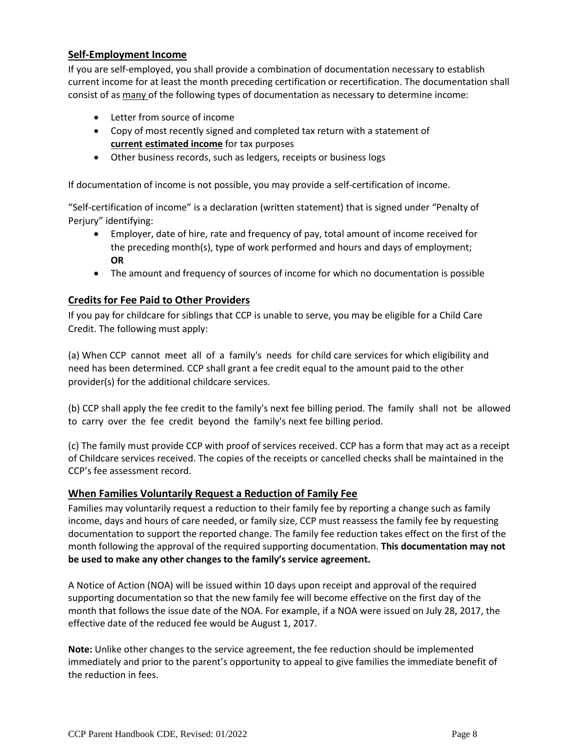## Self-Employment Income

If you are self-employed, you shall provide a combination of documentation necessary to establish current income for at least the month preceding certification or recertification. The documentation shall consist of as many of the following types of documentation as necessary to determine income:

- Letter from source of income
- Copy of most recently signed and completed tax return with a statement of **current estimated income** for tax purposes
- Other business records, such as ledgers, receipts or business logs

If documentation of income is not possible, you may provide a self-certification of income.

"Self-certification of income" is a declaration (written statement) that is signed under "Penalty of Perjury" identifying:

- Employer, date of hire, rate and frequency of pay, total amount of income received for the preceding month(s), type of work performed and hours and days of employment; **OR**
- The amount and frequency of sources of income for which no documentation is possible

## Credits for Fee Paid to Other Providers

If you pay for childcare for siblings that CCP is unable to serve, you may be eligible for a Child Care Credit. The following must apply:

(a) When CCP cannot meet all of a family's needs for child care services for which eligibility and need has been determined. CCP shall grant a fee credit equal to the amount paid to the other provider(s) for the additional childcare services.

(b) CCP shall apply the fee credit to the family's next fee billing period. The family shall not be allowed to carry over the fee credit beyond the family's next fee billing period.

(c) The family must provide CCP with proof of services received. CCP has a form that may act as a receipt of Childcare services received. The copies of the receipts or cancelled checks shall be maintained in the CCP's fee assessment record.

## When Families Voluntarily Request a Reduction of Family Fee

Families may voluntarily request a reduction to their family fee by reporting a change such as family income, days and hours of care needed, or family size, CCP must reassess the family fee by requesting documentation to support the reported change. The family fee reduction takes effect on the first of the month following the approval of the required supporting documentation. **This documentation may not be used to make any other changes to the family's service agreement.**

A Notice of Action (NOA) will be issued within 10 days upon receipt and approval of the required supporting documentation so that the new family fee will become effective on the first day of the month that follows the issue date of the NOA. For example, if a NOA were issued on July 28, 2017, the effective date of the reduced fee would be August 1, 2017.

**Note:** Unlike other changes to the service agreement, the fee reduction should be implemented immediately and prior to the parent's opportunity to appeal to give families the immediate benefit of the reduction in fees.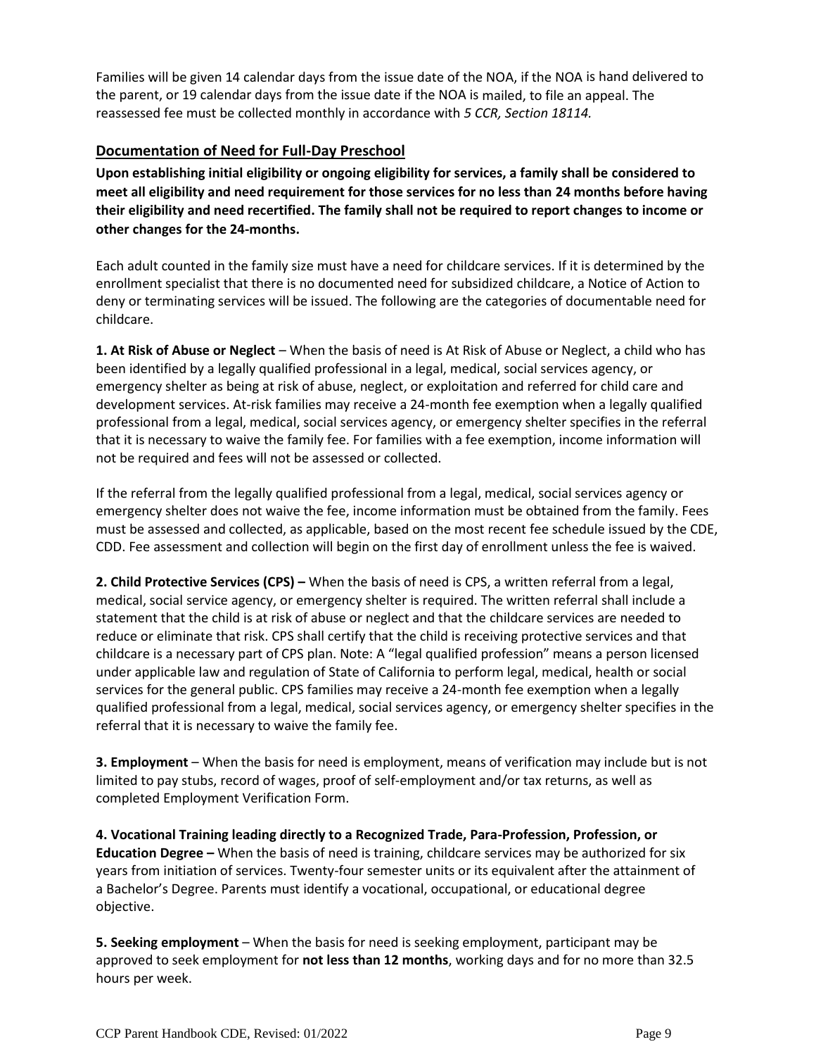Families will be given 14 calendar days from the issue date of the NOA, if the NOA is hand delivered to the parent, or 19 calendar days from the issue date if the NOA is mailed, to file an appeal. The reassessed fee must be collected monthly in accordance with *5 CCR, Section 18114.*

## Documentation of Need for Full-Day Preschool

**Upon establishing initial eligibility or ongoing eligibility for services, a family shall be considered to meet all eligibility and need requirement for those services for no less than 24 months before having their eligibility and need recertified. The family shall not be required to report changes to income or other changes for the 24-months.**

Each adult counted in the family size must have a need for childcare services. If it is determined by the enrollment specialist that there is no documented need for subsidized childcare, a Notice of Action to deny or terminating services will be issued. The following are the categories of documentable need for childcare.

**1. At Risk of Abuse or Neglect** – When the basis of need is At Risk of Abuse or Neglect, a child who has been identified by a legally qualified professional in a legal, medical, social services agency, or emergency shelter as being at risk of abuse, neglect, or exploitation and referred for child care and development services. At-risk families may receive a 24-month fee exemption when a legally qualified professional from a legal, medical, social services agency, or emergency shelter specifies in the referral that it is necessary to waive the family fee. For families with a fee exemption, income information will not be required and fees will not be assessed or collected.

If the referral from the legally qualified professional from a legal, medical, social services agency or emergency shelter does not waive the fee, income information must be obtained from the family. Fees must be assessed and collected, as applicable, based on the most recent fee schedule issued by the CDE, CDD. Fee assessment and collection will begin on the first day of enrollment unless the fee is waived.

**2. Child Protective Services (CPS) –** When the basis of need is CPS, a written referral from a legal, medical, social service agency, or emergency shelter is required. The written referral shall include a statement that the child is at risk of abuse or neglect and that the childcare services are needed to reduce or eliminate that risk. CPS shall certify that the child is receiving protective services and that childcare is a necessary part of CPS plan. Note: A "legal qualified profession" means a person licensed under applicable law and regulation of State of California to perform legal, medical, health or social services for the general public. CPS families may receive a 24-month fee exemption when a legally qualified professional from a legal, medical, social services agency, or emergency shelter specifies in the referral that it is necessary to waive the family fee.

**3. Employment** – When the basis for need is employment, means of verification may include but is not limited to pay stubs, record of wages, proof of self-employment and/or tax returns, as well as completed Employment Verification Form.

**4. Vocational Training leading directly to a Recognized Trade, Para-Profession, Profession, or Education Degree –** When the basis of need is training, childcare services may be authorized for six years from initiation of services. Twenty-four semester units or its equivalent after the attainment of a Bachelor's Degree. Parents must identify a vocational, occupational, or educational degree objective.

**5. Seeking employment** – When the basis for need is seeking employment, participant may be approved to seek employment for **not less than 12 months**, working days and for no more than 32.5 hours per week.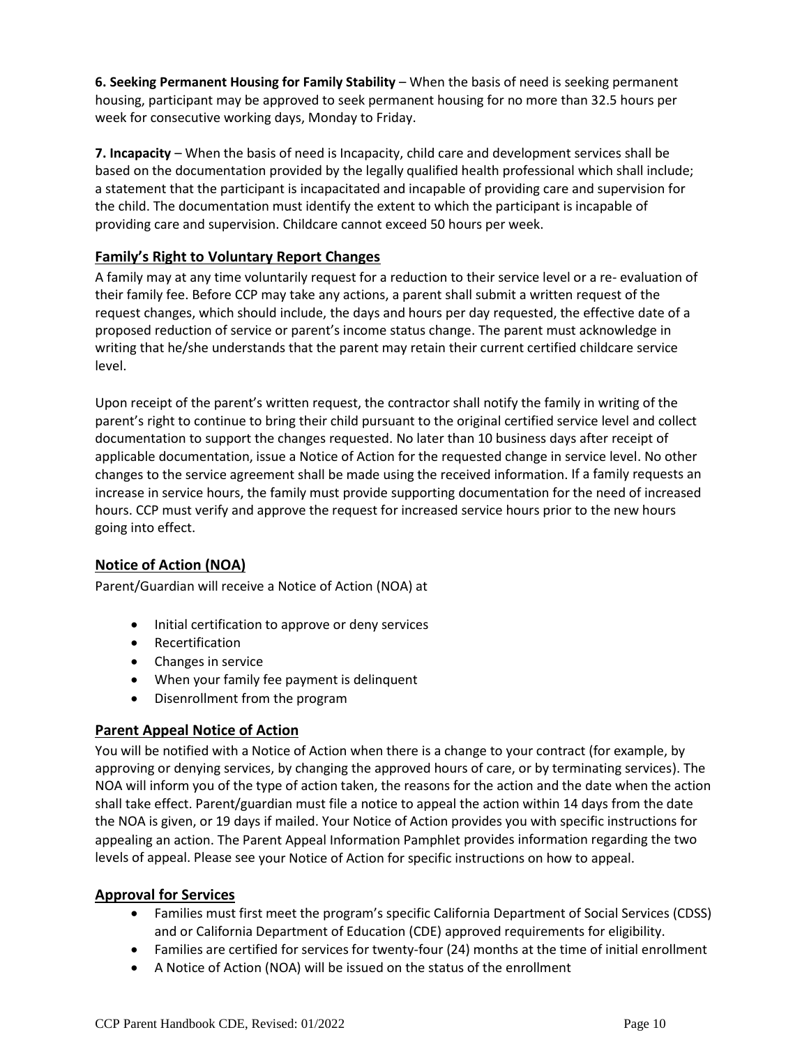**6. Seeking Permanent Housing for Family Stability** – When the basis of need is seeking permanent housing, participant may be approved to seek permanent housing for no more than 32.5 hours per week for consecutive working days, Monday to Friday.

**7. Incapacity** – When the basis of need is Incapacity, child care and development services shall be based on the documentation provided by the legally qualified health professional which shall include; a statement that the participant is incapacitated and incapable of providing care and supervision for the child. The documentation must identify the extent to which the participant is incapable of providing care and supervision. Childcare cannot exceed 50 hours per week.

## Family's Right to Voluntary Report Changes

A family may at any time voluntarily request for a reduction to their service level or a re- evaluation of their family fee. Before CCP may take any actions, a parent shall submit a written request of the request changes, which should include, the days and hours per day requested, the effective date of a proposed reduction of service or parent's income status change. The parent must acknowledge in writing that he/she understands that the parent may retain their current certified childcare service level.

Upon receipt of the parent's written request, the contractor shall notify the family in writing of the parent's right to continue to bring their child pursuant to the original certified service level and collect documentation to support the changes requested. No later than 10 business days after receipt of applicable documentation, issue a Notice of Action for the requested change in service level. No other changes to the service agreement shall be made using the received information. If a family requests an increase in service hours, the family must provide supporting documentation for the need of increased hours. CCP must verify and approve the request for increased service hours prior to the new hours going into effect.

## Notice of Action (NOA)

Parent/Guardian will receive a Notice of Action (NOA) at

- Initial certification to approve or deny services
- Recertification
- Changes in service
- When your family fee payment is delinquent
- Disenrollment from the program

## Parent Appeal Notice of Action

You will be notified with a Notice of Action when there is a change to your contract (for example, by approving or denying services, by changing the approved hours of care, or by terminating services). The NOA will inform you of the type of action taken, the reasons for the action and the date when the action shall take effect. Parent/guardian must file a notice to appeal the action within 14 days from the date the NOA is given, or 19 days if mailed. Your Notice of Action provides you with specific instructions for appealing an action. The Parent Appeal Information Pamphlet provides information regarding the two levels of appeal. Please see your Notice of Action for specific instructions on how to appeal.

## Approval for Services

- Families must first meet the program's specific California Department of Social Services (CDSS) and or California Department of Education (CDE) approved requirements for eligibility.
- Families are certified for services for twenty-four (24) months at the time of initial enrollment
- A Notice of Action (NOA) will be issued on the status of the enrollment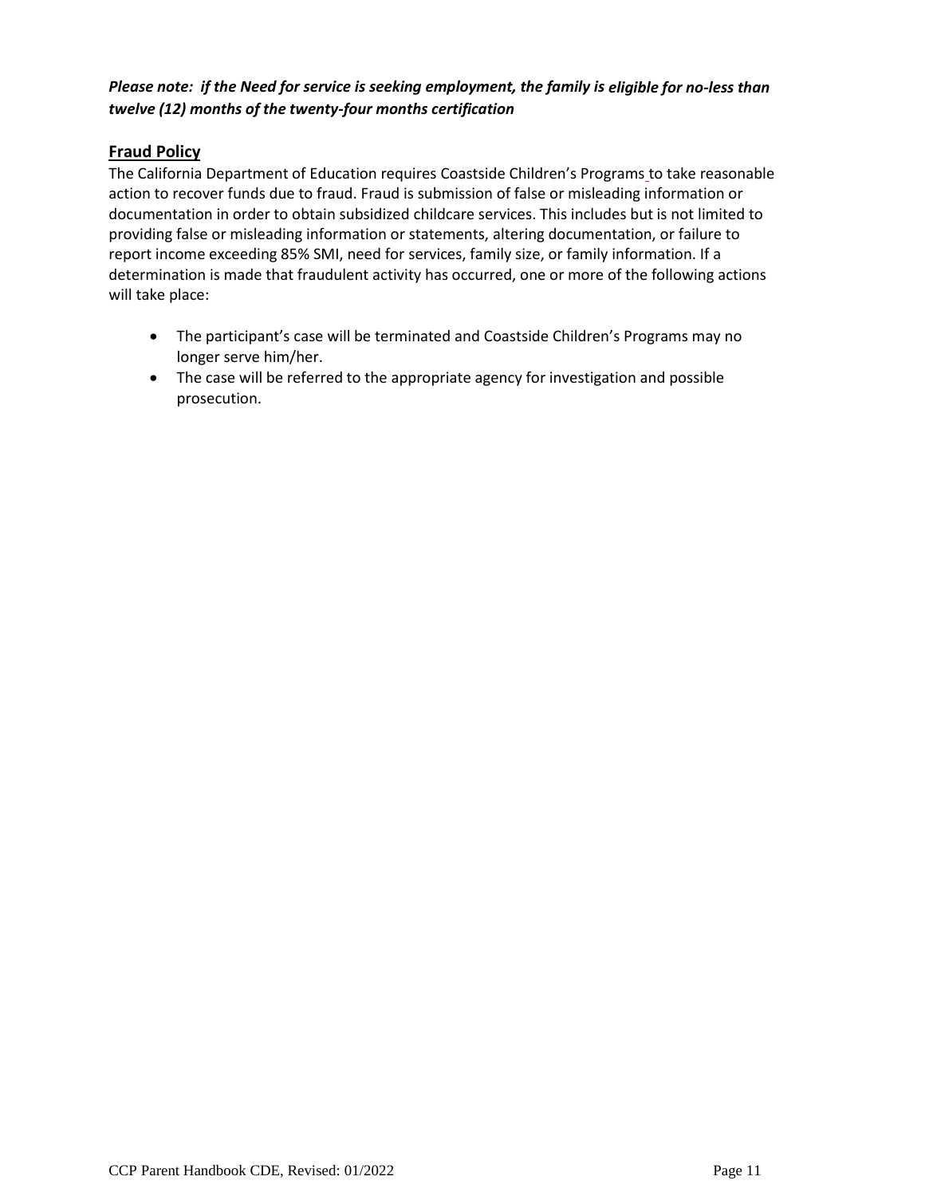***Please note: if the Need for service is seeking employment, the family is eligible for no-less than twelve (12) months of the twenty-four months certification***

## Fraud Policy

The California Department of Education requires Coastside Children's Programs to take reasonable action to recover funds due to fraud. Fraud is submission of false or misleading information or documentation in order to obtain subsidized childcare services. This includes but is not limited to providing false or misleading information or statements, altering documentation, or failure to report income exceeding 85% SMI, need for services, family size, or family information. If a determination is made that fraudulent activity has occurred, one or more of the following actions will take place:

- The participant's case will be terminated and Coastside Children's Programs may no longer serve him/her.
- The case will be referred to the appropriate agency for investigation and possible prosecution.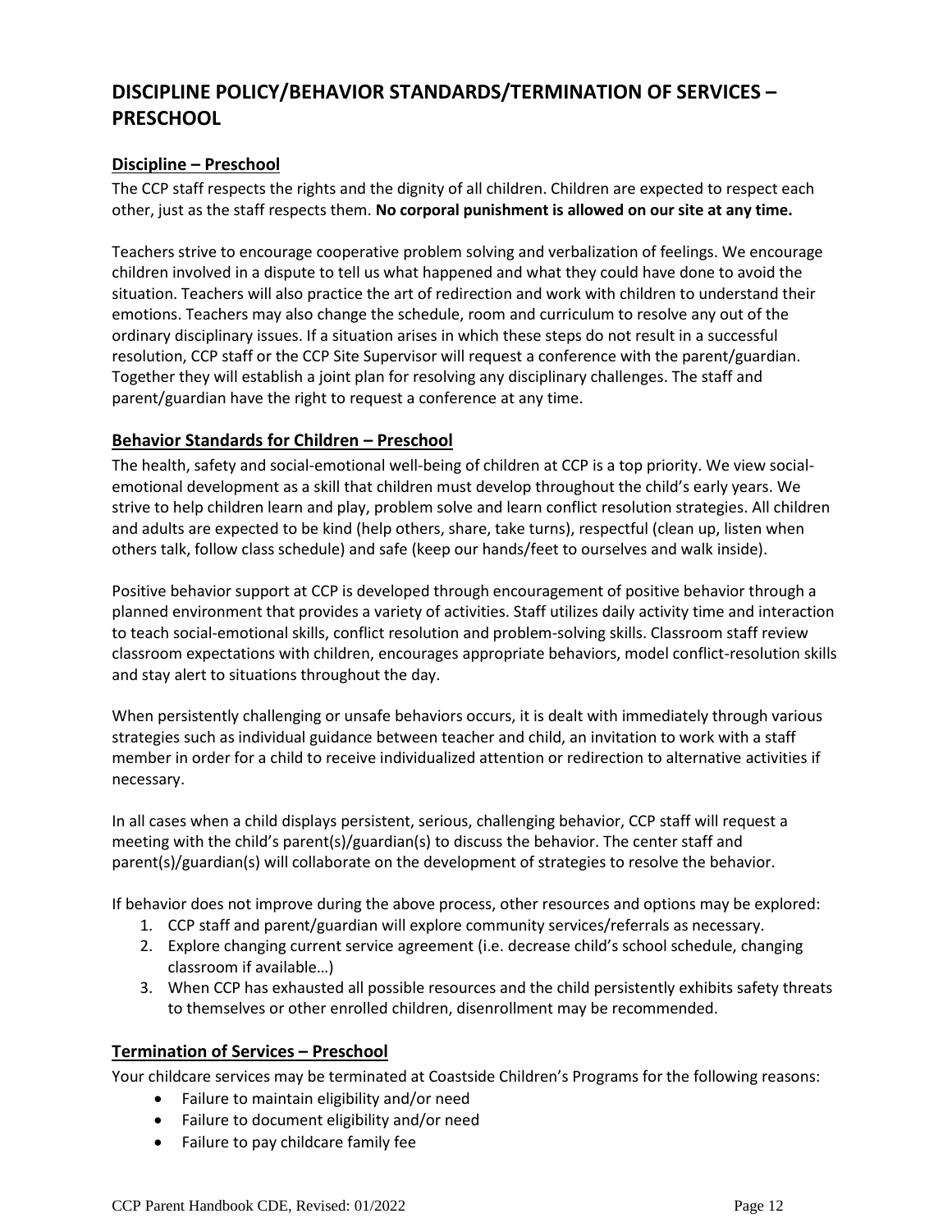# DISCIPLINE POLICY/BEHAVIOR STANDARDS/TERMINATION OF SERVICES – PRESCHOOL

## Discipline – Preschool

The CCP staff respects the rights and the dignity of all children. Children are expected to respect each other, just as the staff respects them. **No corporal punishment is allowed on our site at any time.**

Teachers strive to encourage cooperative problem solving and verbalization of feelings. We encourage children involved in a dispute to tell us what happened and what they could have done to avoid the situation. Teachers will also practice the art of redirection and work with children to understand their emotions. Teachers may also change the schedule, room and curriculum to resolve any out of the ordinary disciplinary issues. If a situation arises in which these steps do not result in a successful resolution, CCP staff or the CCP Site Supervisor will request a conference with the parent/guardian. Together they will establish a joint plan for resolving any disciplinary challenges. The staff and parent/guardian have the right to request a conference at any time.

## Behavior Standards for Children – Preschool

The health, safety and social-emotional well-being of children at CCP is a top priority. We view social-emotional development as a skill that children must develop throughout the child's early years. We strive to help children learn and play, problem solve and learn conflict resolution strategies. All children and adults are expected to be kind (help others, share, take turns), respectful (clean up, listen when others talk, follow class schedule) and safe (keep our hands/feet to ourselves and walk inside).

Positive behavior support at CCP is developed through encouragement of positive behavior through a planned environment that provides a variety of activities. Staff utilizes daily activity time and interaction to teach social-emotional skills, conflict resolution and problem-solving skills. Classroom staff review classroom expectations with children, encourages appropriate behaviors, model conflict-resolution skills and stay alert to situations throughout the day.

When persistently challenging or unsafe behaviors occurs, it is dealt with immediately through various strategies such as individual guidance between teacher and child, an invitation to work with a staff member in order for a child to receive individualized attention or redirection to alternative activities if necessary.

In all cases when a child displays persistent, serious, challenging behavior, CCP staff will request a meeting with the child's parent(s)/guardian(s) to discuss the behavior. The center staff and parent(s)/guardian(s) will collaborate on the development of strategies to resolve the behavior.

If behavior does not improve during the above process, other resources and options may be explored:

1. CCP staff and parent/guardian will explore community services/referrals as necessary.
2. Explore changing current service agreement (i.e. decrease child's school schedule, changing classroom if available…)
3. When CCP has exhausted all possible resources and the child persistently exhibits safety threats to themselves or other enrolled children, disenrollment may be recommended.

## Termination of Services – Preschool

Your childcare services may be terminated at Coastside Children's Programs for the following reasons:

- Failure to maintain eligibility and/or need
- Failure to document eligibility and/or need
- Failure to pay childcare family fee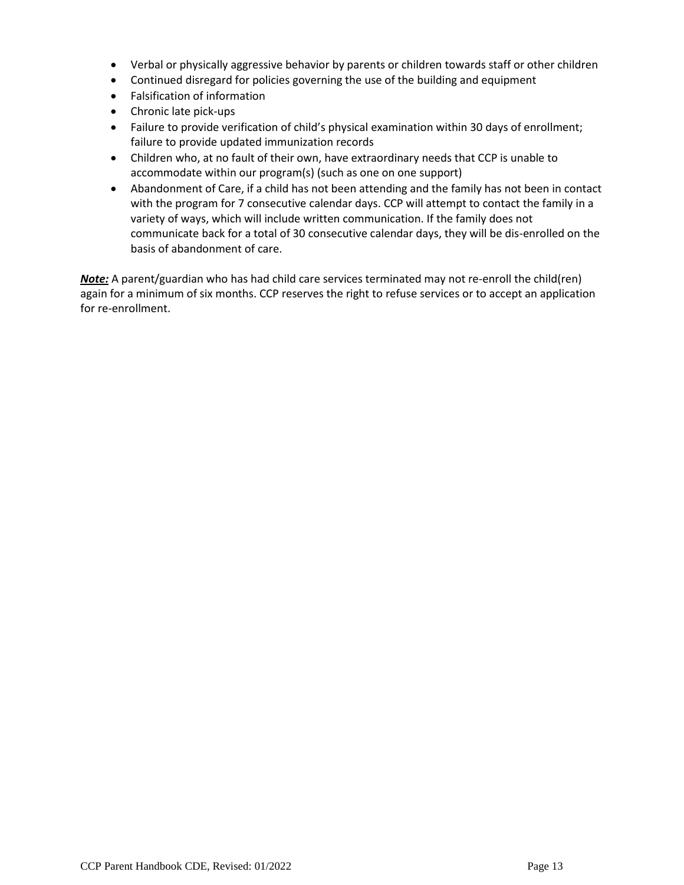- Verbal or physically aggressive behavior by parents or children towards staff or other children
- Continued disregard for policies governing the use of the building and equipment
- Falsification of information
- Chronic late pick-ups
- Failure to provide verification of child's physical examination within 30 days of enrollment; failure to provide updated immunization records
- Children who, at no fault of their own, have extraordinary needs that CCP is unable to accommodate within our program(s) (such as one on one support)
- Abandonment of Care, if a child has not been attending and the family has not been in contact with the program for 7 consecutive calendar days. CCP will attempt to contact the family in a variety of ways, which will include written communication. If the family does not communicate back for a total of 30 consecutive calendar days, they will be dis-enrolled on the basis of abandonment of care.

***Note:*** A parent/guardian who has had child care services terminated may not re-enroll the child(ren) again for a minimum of six months. CCP reserves the right to refuse services or to accept an application for re-enrollment.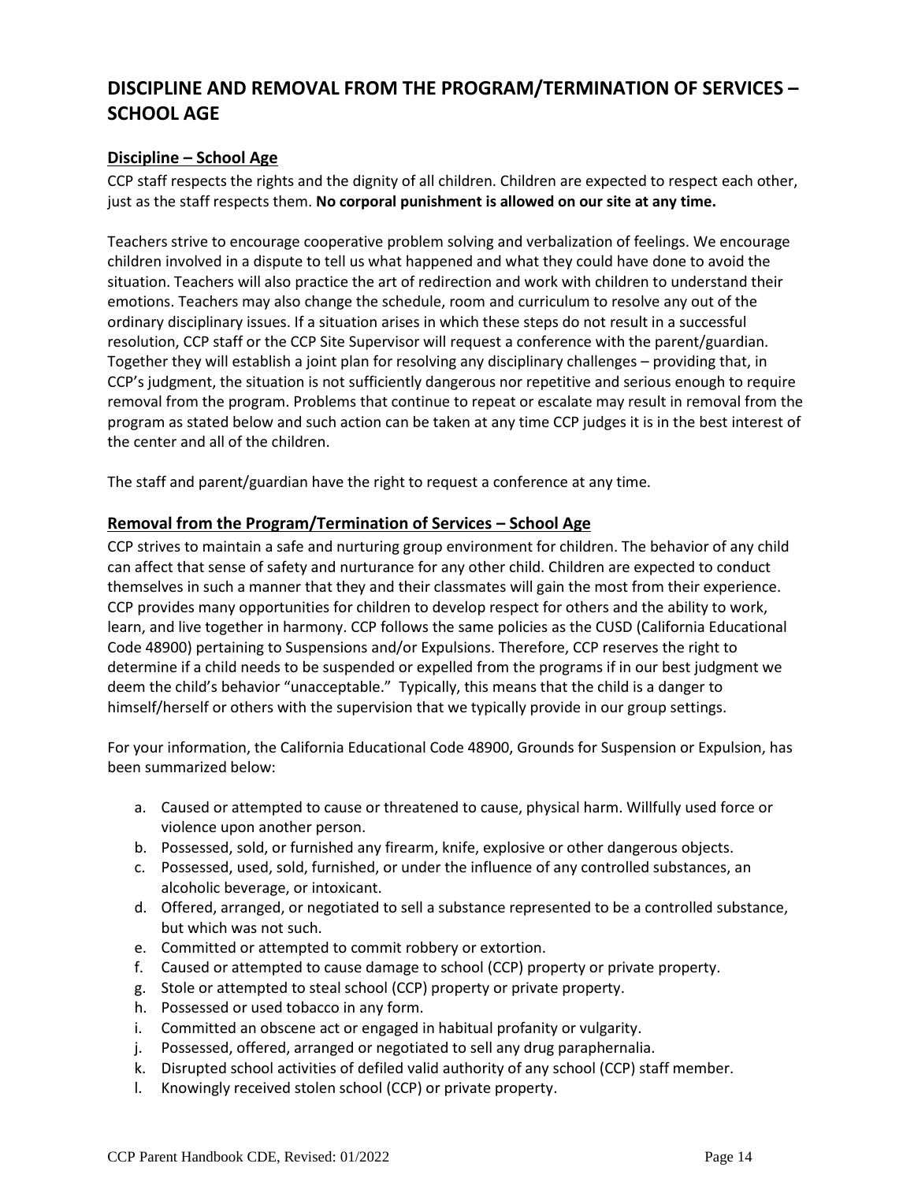## DISCIPLINE AND REMOVAL FROM THE PROGRAM/TERMINATION OF SERVICES – SCHOOL AGE

### Discipline – School Age

CCP staff respects the rights and the dignity of all children. Children are expected to respect each other, just as the staff respects them. **No corporal punishment is allowed on our site at any time.**

Teachers strive to encourage cooperative problem solving and verbalization of feelings. We encourage children involved in a dispute to tell us what happened and what they could have done to avoid the situation. Teachers will also practice the art of redirection and work with children to understand their emotions. Teachers may also change the schedule, room and curriculum to resolve any out of the ordinary disciplinary issues. If a situation arises in which these steps do not result in a successful resolution, CCP staff or the CCP Site Supervisor will request a conference with the parent/guardian. Together they will establish a joint plan for resolving any disciplinary challenges – providing that, in CCP's judgment, the situation is not sufficiently dangerous nor repetitive and serious enough to require removal from the program. Problems that continue to repeat or escalate may result in removal from the program as stated below and such action can be taken at any time CCP judges it is in the best interest of the center and all of the children.

The staff and parent/guardian have the right to request a conference at any time.

### Removal from the Program/Termination of Services – School Age

CCP strives to maintain a safe and nurturing group environment for children. The behavior of any child can affect that sense of safety and nurturance for any other child. Children are expected to conduct themselves in such a manner that they and their classmates will gain the most from their experience. CCP provides many opportunities for children to develop respect for others and the ability to work, learn, and live together in harmony. CCP follows the same policies as the CUSD (California Educational Code 48900) pertaining to Suspensions and/or Expulsions. Therefore, CCP reserves the right to determine if a child needs to be suspended or expelled from the programs if in our best judgment we deem the child's behavior "unacceptable." Typically, this means that the child is a danger to himself/herself or others with the supervision that we typically provide in our group settings.

For your information, the California Educational Code 48900, Grounds for Suspension or Expulsion, has been summarized below:

a. Caused or attempted to cause or threatened to cause, physical harm. Willfully used force or violence upon another person.
b. Possessed, sold, or furnished any firearm, knife, explosive or other dangerous objects.
c. Possessed, used, sold, furnished, or under the influence of any controlled substances, an alcoholic beverage, or intoxicant.
d. Offered, arranged, or negotiated to sell a substance represented to be a controlled substance, but which was not such.
e. Committed or attempted to commit robbery or extortion.
f. Caused or attempted to cause damage to school (CCP) property or private property.
g. Stole or attempted to steal school (CCP) property or private property.
h. Possessed or used tobacco in any form.
i. Committed an obscene act or engaged in habitual profanity or vulgarity.
j. Possessed, offered, arranged or negotiated to sell any drug paraphernalia.
k. Disrupted school activities of defiled valid authority of any school (CCP) staff member.
l. Knowingly received stolen school (CCP) or private property.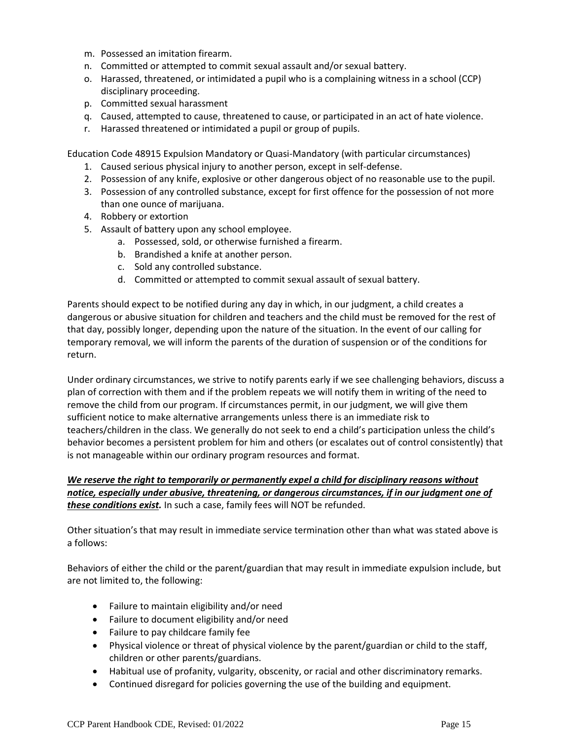m. Possessed an imitation firearm.
n. Committed or attempted to commit sexual assault and/or sexual battery.
o. Harassed, threatened, or intimidated a pupil who is a complaining witness in a school (CCP) disciplinary proceeding.
p. Committed sexual harassment
q. Caused, attempted to cause, threatened to cause, or participated in an act of hate violence.
r. Harassed threatened or intimidated a pupil or group of pupils.

Education Code 48915 Expulsion Mandatory or Quasi-Mandatory (with particular circumstances)

1. Caused serious physical injury to another person, except in self-defense.
2. Possession of any knife, explosive or other dangerous object of no reasonable use to the pupil.
3. Possession of any controlled substance, except for first offence for the possession of not more than one ounce of marijuana.
4. Robbery or extortion
5. Assault of battery upon any school employee.
   a. Possessed, sold, or otherwise furnished a firearm.
   b. Brandished a knife at another person.
   c. Sold any controlled substance.
   d. Committed or attempted to commit sexual assault of sexual battery.

Parents should expect to be notified during any day in which, in our judgment, a child creates a dangerous or abusive situation for children and teachers and the child must be removed for the rest of that day, possibly longer, depending upon the nature of the situation. In the event of our calling for temporary removal, we will inform the parents of the duration of suspension or of the conditions for return.

Under ordinary circumstances, we strive to notify parents early if we see challenging behaviors, discuss a plan of correction with them and if the problem repeats we will notify them in writing of the need to remove the child from our program. If circumstances permit, in our judgment, we will give them sufficient notice to make alternative arrangements unless there is an immediate risk to teachers/children in the class. We generally do not seek to end a child's participation unless the child's behavior becomes a persistent problem for him and others (or escalates out of control consistently) that is not manageable within our ordinary program resources and format.

***<u>We reserve the right to temporarily or permanently expel a child for disciplinary reasons without notice, especially under abusive, threatening, or dangerous circumstances, if in our judgment one of these conditions exist.</u>*** In such a case, family fees will NOT be refunded.

Other situation's that may result in immediate service termination other than what was stated above is a follows:

Behaviors of either the child or the parent/guardian that may result in immediate expulsion include, but are not limited to, the following:

- Failure to maintain eligibility and/or need
- Failure to document eligibility and/or need
- Failure to pay childcare family fee
- Physical violence or threat of physical violence by the parent/guardian or child to the staff, children or other parents/guardians.
- Habitual use of profanity, vulgarity, obscenity, or racial and other discriminatory remarks.
- Continued disregard for policies governing the use of the building and equipment.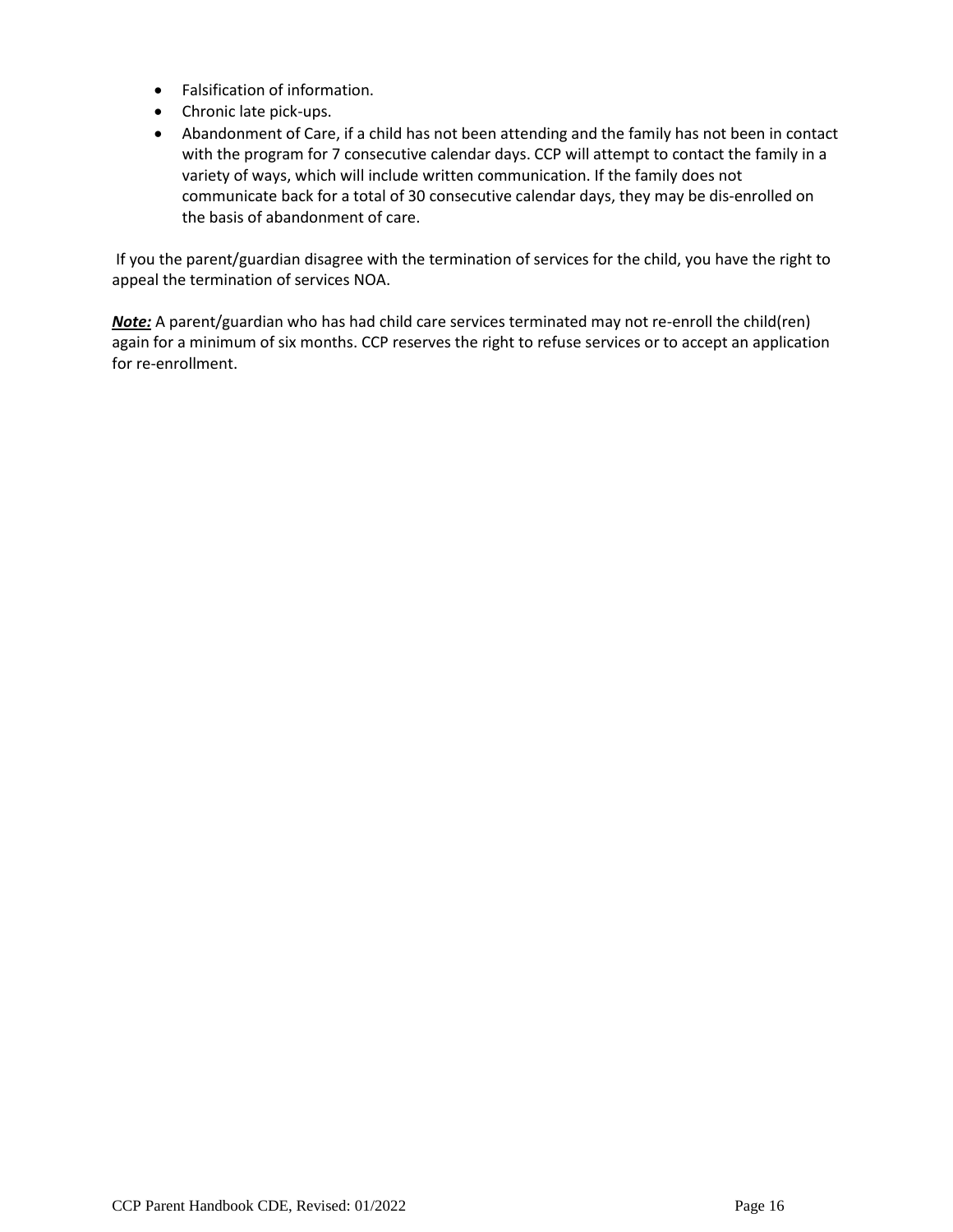- Falsification of information.
- Chronic late pick-ups.
- Abandonment of Care, if a child has not been attending and the family has not been in contact with the program for 7 consecutive calendar days. CCP will attempt to contact the family in a variety of ways, which will include written communication. If the family does not communicate back for a total of 30 consecutive calendar days, they may be dis-enrolled on the basis of abandonment of care.

If you the parent/guardian disagree with the termination of services for the child, you have the right to appeal the termination of services NOA.

***Note:*** A parent/guardian who has had child care services terminated may not re-enroll the child(ren) again for a minimum of six months. CCP reserves the right to refuse services or to accept an application for re-enrollment.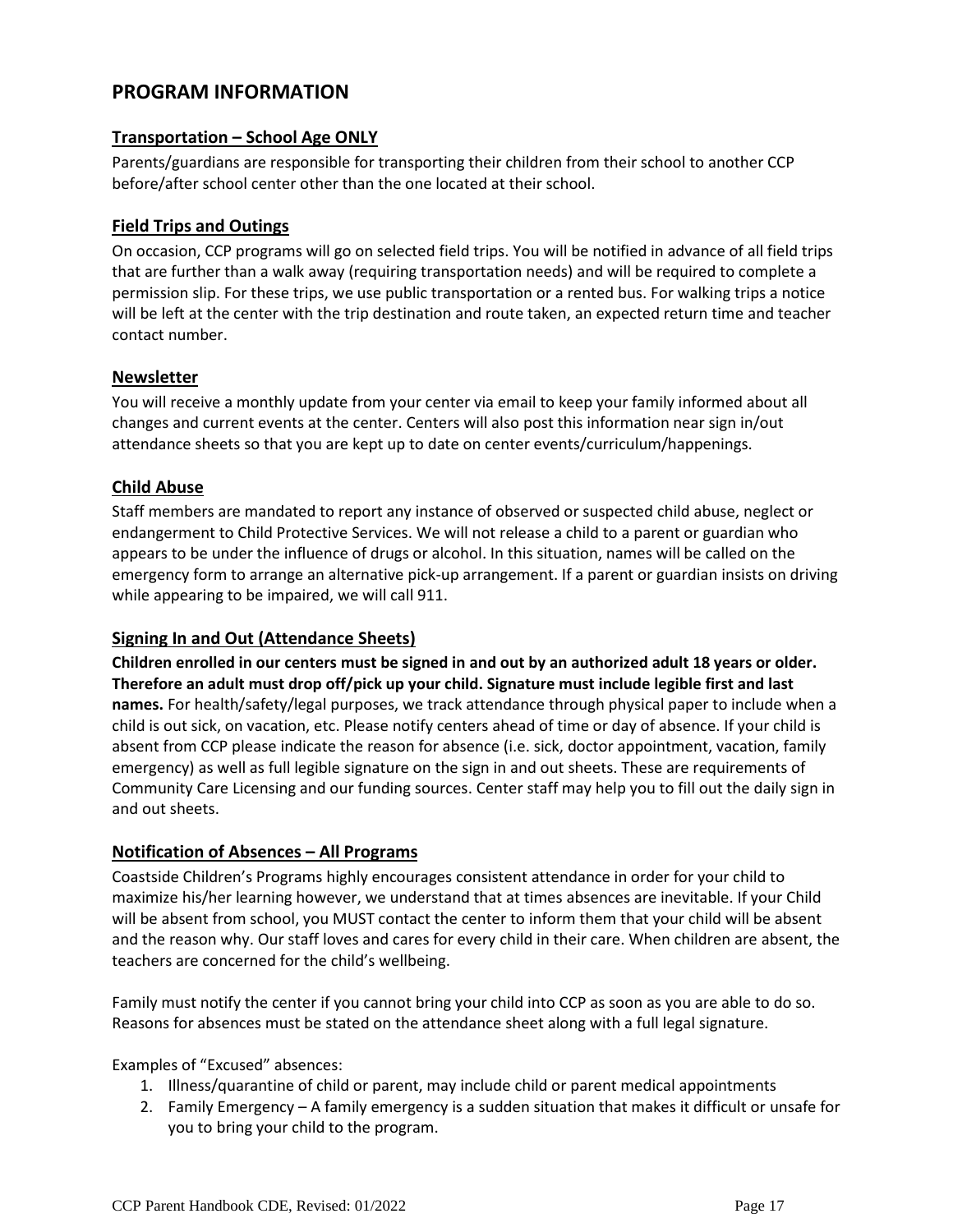## PROGRAM INFORMATION

### Transportation – School Age ONLY

Parents/guardians are responsible for transporting their children from their school to another CCP before/after school center other than the one located at their school.

### Field Trips and Outings

On occasion, CCP programs will go on selected field trips. You will be notified in advance of all field trips that are further than a walk away (requiring transportation needs) and will be required to complete a permission slip. For these trips, we use public transportation or a rented bus. For walking trips a notice will be left at the center with the trip destination and route taken, an expected return time and teacher contact number.

### Newsletter

You will receive a monthly update from your center via email to keep your family informed about all changes and current events at the center. Centers will also post this information near sign in/out attendance sheets so that you are kept up to date on center events/curriculum/happenings.

### Child Abuse

Staff members are mandated to report any instance of observed or suspected child abuse, neglect or endangerment to Child Protective Services. We will not release a child to a parent or guardian who appears to be under the influence of drugs or alcohol. In this situation, names will be called on the emergency form to arrange an alternative pick-up arrangement. If a parent or guardian insists on driving while appearing to be impaired, we will call 911.

### Signing In and Out (Attendance Sheets)

**Children enrolled in our centers must be signed in and out by an authorized adult 18 years or older. Therefore an adult must drop off/pick up your child. Signature must include legible first and last names.** For health/safety/legal purposes, we track attendance through physical paper to include when a child is out sick, on vacation, etc. Please notify centers ahead of time or day of absence. If your child is absent from CCP please indicate the reason for absence (i.e. sick, doctor appointment, vacation, family emergency) as well as full legible signature on the sign in and out sheets. These are requirements of Community Care Licensing and our funding sources. Center staff may help you to fill out the daily sign in and out sheets.

### Notification of Absences – All Programs

Coastside Children's Programs highly encourages consistent attendance in order for your child to maximize his/her learning however, we understand that at times absences are inevitable. If your Child will be absent from school, you MUST contact the center to inform them that your child will be absent and the reason why. Our staff loves and cares for every child in their care. When children are absent, the teachers are concerned for the child's wellbeing.

Family must notify the center if you cannot bring your child into CCP as soon as you are able to do so. Reasons for absences must be stated on the attendance sheet along with a full legal signature.

Examples of "Excused" absences:

1. Illness/quarantine of child or parent, may include child or parent medical appointments
2. Family Emergency – A family emergency is a sudden situation that makes it difficult or unsafe for you to bring your child to the program.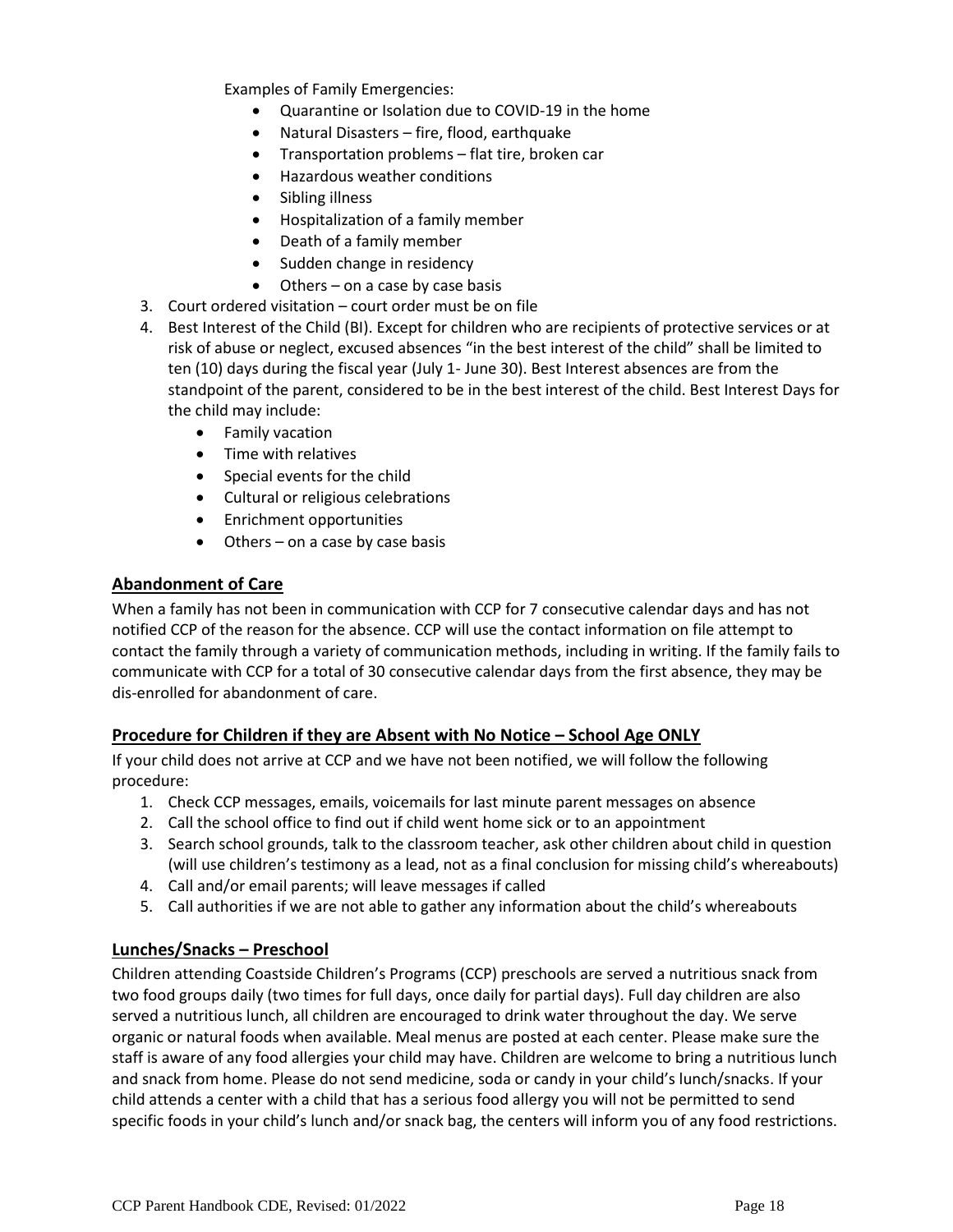Examples of Family Emergencies:

- Quarantine or Isolation due to COVID-19 in the home
- Natural Disasters – fire, flood, earthquake
- Transportation problems – flat tire, broken car
- Hazardous weather conditions
- Sibling illness
- Hospitalization of a family member
- Death of a family member
- Sudden change in residency
- Others – on a case by case basis

3. Court ordered visitation – court order must be on file
4. Best Interest of the Child (BI). Except for children who are recipients of protective services or at risk of abuse or neglect, excused absences "in the best interest of the child" shall be limited to ten (10) days during the fiscal year (July 1- June 30). Best Interest absences are from the standpoint of the parent, considered to be in the best interest of the child. Best Interest Days for the child may include:
   - Family vacation
   - Time with relatives
   - Special events for the child
   - Cultural or religious celebrations
   - Enrichment opportunities
   - Others – on a case by case basis

## Abandonment of Care

When a family has not been in communication with CCP for 7 consecutive calendar days and has not notified CCP of the reason for the absence. CCP will use the contact information on file attempt to contact the family through a variety of communication methods, including in writing. If the family fails to communicate with CCP for a total of 30 consecutive calendar days from the first absence, they may be dis-enrolled for abandonment of care.

## Procedure for Children if they are Absent with No Notice – School Age ONLY

If your child does not arrive at CCP and we have not been notified, we will follow the following procedure:

1. Check CCP messages, emails, voicemails for last minute parent messages on absence
2. Call the school office to find out if child went home sick or to an appointment
3. Search school grounds, talk to the classroom teacher, ask other children about child in question (will use children's testimony as a lead, not as a final conclusion for missing child's whereabouts)
4. Call and/or email parents; will leave messages if called
5. Call authorities if we are not able to gather any information about the child's whereabouts

## Lunches/Snacks – Preschool

Children attending Coastside Children's Programs (CCP) preschools are served a nutritious snack from two food groups daily (two times for full days, once daily for partial days). Full day children are also served a nutritious lunch, all children are encouraged to drink water throughout the day. We serve organic or natural foods when available. Meal menus are posted at each center. Please make sure the staff is aware of any food allergies your child may have. Children are welcome to bring a nutritious lunch and snack from home. Please do not send medicine, soda or candy in your child's lunch/snacks. If your child attends a center with a child that has a serious food allergy you will not be permitted to send specific foods in your child's lunch and/or snack bag, the centers will inform you of any food restrictions.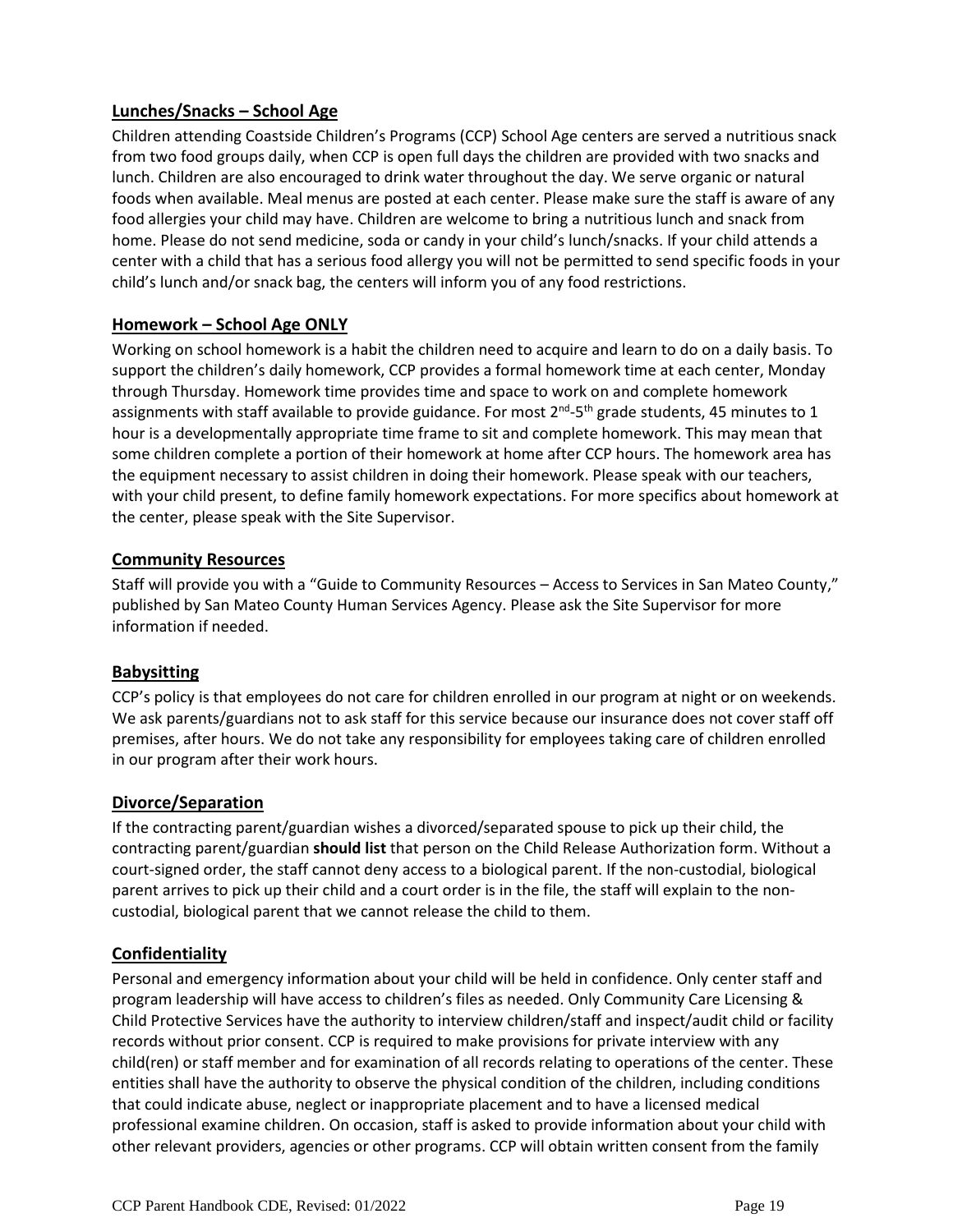## Lunches/Snacks – School Age

Children attending Coastside Children's Programs (CCP) School Age centers are served a nutritious snack from two food groups daily, when CCP is open full days the children are provided with two snacks and lunch. Children are also encouraged to drink water throughout the day. We serve organic or natural foods when available. Meal menus are posted at each center. Please make sure the staff is aware of any food allergies your child may have. Children are welcome to bring a nutritious lunch and snack from home. Please do not send medicine, soda or candy in your child's lunch/snacks. If your child attends a center with a child that has a serious food allergy you will not be permitted to send specific foods in your child's lunch and/or snack bag, the centers will inform you of any food restrictions.

## Homework – School Age ONLY

Working on school homework is a habit the children need to acquire and learn to do on a daily basis. To support the children's daily homework, CCP provides a formal homework time at each center, Monday through Thursday. Homework time provides time and space to work on and complete homework assignments with staff available to provide guidance. For most 2nd-5th grade students, 45 minutes to 1 hour is a developmentally appropriate time frame to sit and complete homework. This may mean that some children complete a portion of their homework at home after CCP hours. The homework area has the equipment necessary to assist children in doing their homework. Please speak with our teachers, with your child present, to define family homework expectations. For more specifics about homework at the center, please speak with the Site Supervisor.

## Community Resources

Staff will provide you with a "Guide to Community Resources – Access to Services in San Mateo County," published by San Mateo County Human Services Agency. Please ask the Site Supervisor for more information if needed.

## Babysitting

CCP's policy is that employees do not care for children enrolled in our program at night or on weekends. We ask parents/guardians not to ask staff for this service because our insurance does not cover staff off premises, after hours. We do not take any responsibility for employees taking care of children enrolled in our program after their work hours.

## Divorce/Separation

If the contracting parent/guardian wishes a divorced/separated spouse to pick up their child, the contracting parent/guardian **should list** that person on the Child Release Authorization form. Without a court-signed order, the staff cannot deny access to a biological parent. If the non-custodial, biological parent arrives to pick up their child and a court order is in the file, the staff will explain to the non-custodial, biological parent that we cannot release the child to them.

## Confidentiality

Personal and emergency information about your child will be held in confidence. Only center staff and program leadership will have access to children's files as needed. Only Community Care Licensing & Child Protective Services have the authority to interview children/staff and inspect/audit child or facility records without prior consent. CCP is required to make provisions for private interview with any child(ren) or staff member and for examination of all records relating to operations of the center. These entities shall have the authority to observe the physical condition of the children, including conditions that could indicate abuse, neglect or inappropriate placement and to have a licensed medical professional examine children. On occasion, staff is asked to provide information about your child with other relevant providers, agencies or other programs. CCP will obtain written consent from the family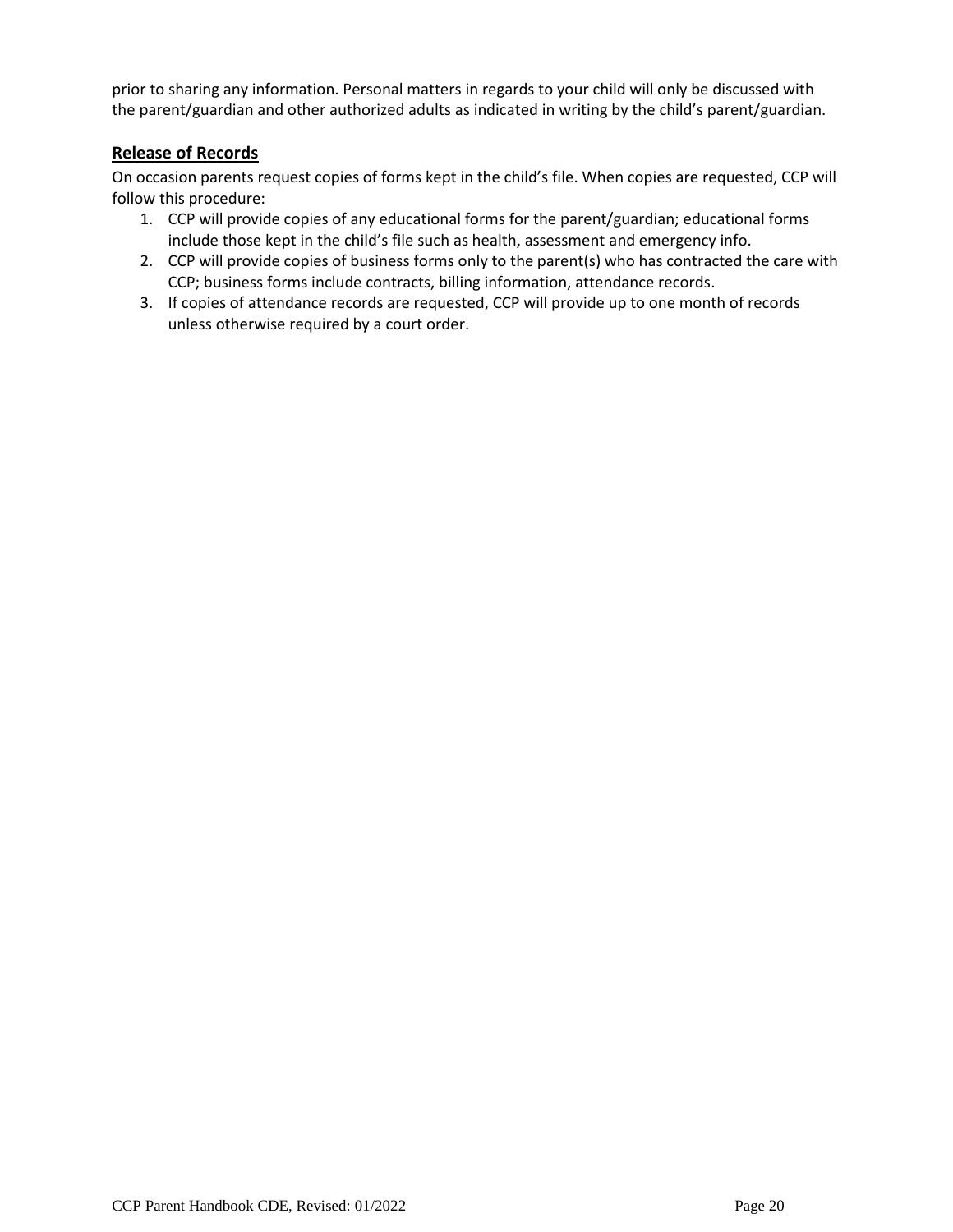prior to sharing any information. Personal matters in regards to your child will only be discussed with the parent/guardian and other authorized adults as indicated in writing by the child's parent/guardian.

## Release of Records

On occasion parents request copies of forms kept in the child's file. When copies are requested, CCP will follow this procedure:

1. CCP will provide copies of any educational forms for the parent/guardian; educational forms include those kept in the child's file such as health, assessment and emergency info.
2. CCP will provide copies of business forms only to the parent(s) who has contracted the care with CCP; business forms include contracts, billing information, attendance records.
3. If copies of attendance records are requested, CCP will provide up to one month of records unless otherwise required by a court order.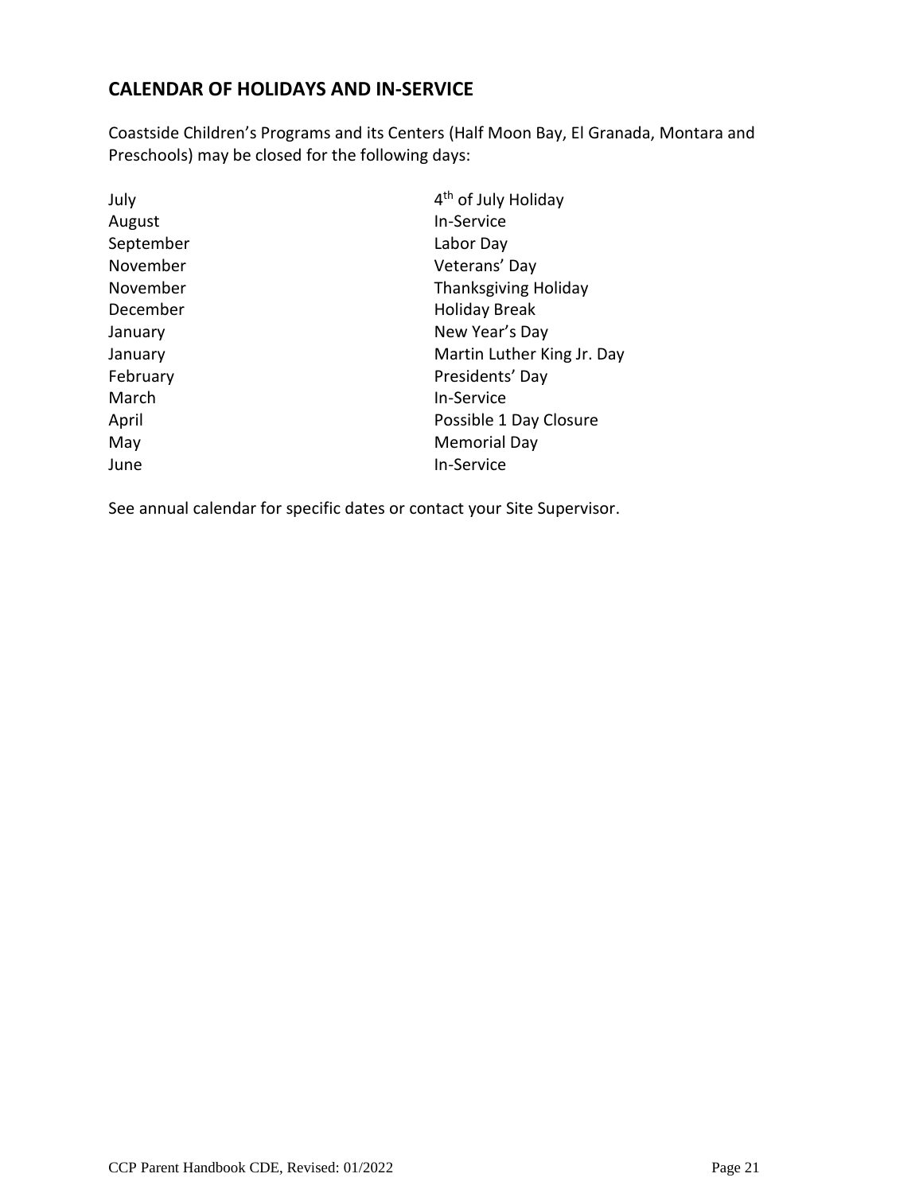## CALENDAR OF HOLIDAYS AND IN-SERVICE

Coastside Children's Programs and its Centers (Half Moon Bay, El Granada, Montara and Preschools) may be closed for the following days:

| | |
|---|---|
| July | 4th of July Holiday |
| August | In-Service |
| September | Labor Day |
| November | Veterans' Day |
| November | Thanksgiving Holiday |
| December | Holiday Break |
| January | New Year's Day |
| January | Martin Luther King Jr. Day |
| February | Presidents' Day |
| March | In-Service |
| April | Possible 1 Day Closure |
| May | Memorial Day |
| June | In-Service |

See annual calendar for specific dates or contact your Site Supervisor.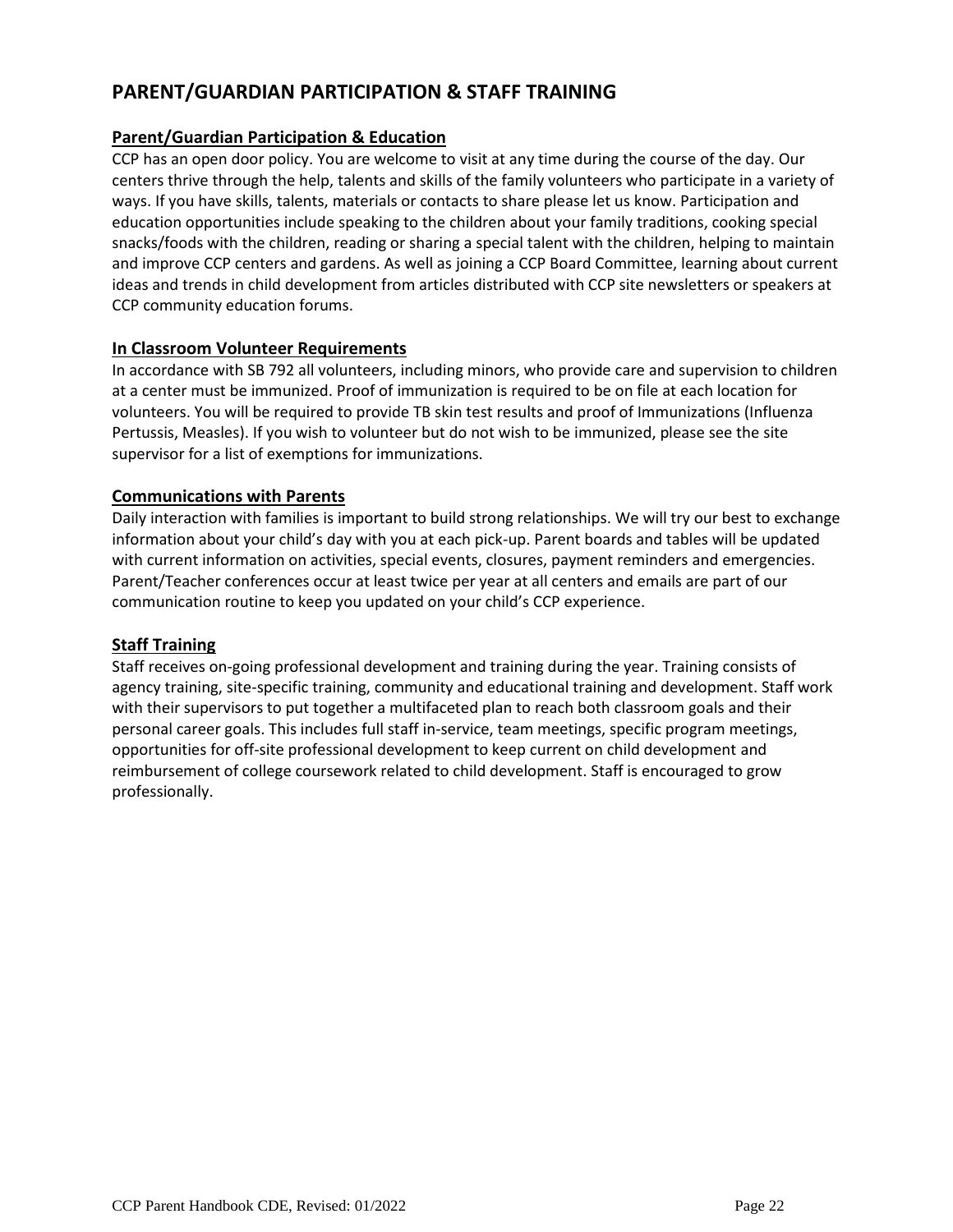## PARENT/GUARDIAN PARTICIPATION & STAFF TRAINING

### Parent/Guardian Participation & Education

CCP has an open door policy. You are welcome to visit at any time during the course of the day. Our centers thrive through the help, talents and skills of the family volunteers who participate in a variety of ways. If you have skills, talents, materials or contacts to share please let us know. Participation and education opportunities include speaking to the children about your family traditions, cooking special snacks/foods with the children, reading or sharing a special talent with the children, helping to maintain and improve CCP centers and gardens. As well as joining a CCP Board Committee, learning about current ideas and trends in child development from articles distributed with CCP site newsletters or speakers at CCP community education forums.

### In Classroom Volunteer Requirements

In accordance with SB 792 all volunteers, including minors, who provide care and supervision to children at a center must be immunized. Proof of immunization is required to be on file at each location for volunteers. You will be required to provide TB skin test results and proof of Immunizations (Influenza Pertussis, Measles). If you wish to volunteer but do not wish to be immunized, please see the site supervisor for a list of exemptions for immunizations.

### Communications with Parents

Daily interaction with families is important to build strong relationships. We will try our best to exchange information about your child's day with you at each pick-up. Parent boards and tables will be updated with current information on activities, special events, closures, payment reminders and emergencies. Parent/Teacher conferences occur at least twice per year at all centers and emails are part of our communication routine to keep you updated on your child's CCP experience.

### Staff Training

Staff receives on-going professional development and training during the year. Training consists of agency training, site-specific training, community and educational training and development. Staff work with their supervisors to put together a multifaceted plan to reach both classroom goals and their personal career goals. This includes full staff in-service, team meetings, specific program meetings, opportunities for off-site professional development to keep current on child development and reimbursement of college coursework related to child development. Staff is encouraged to grow professionally.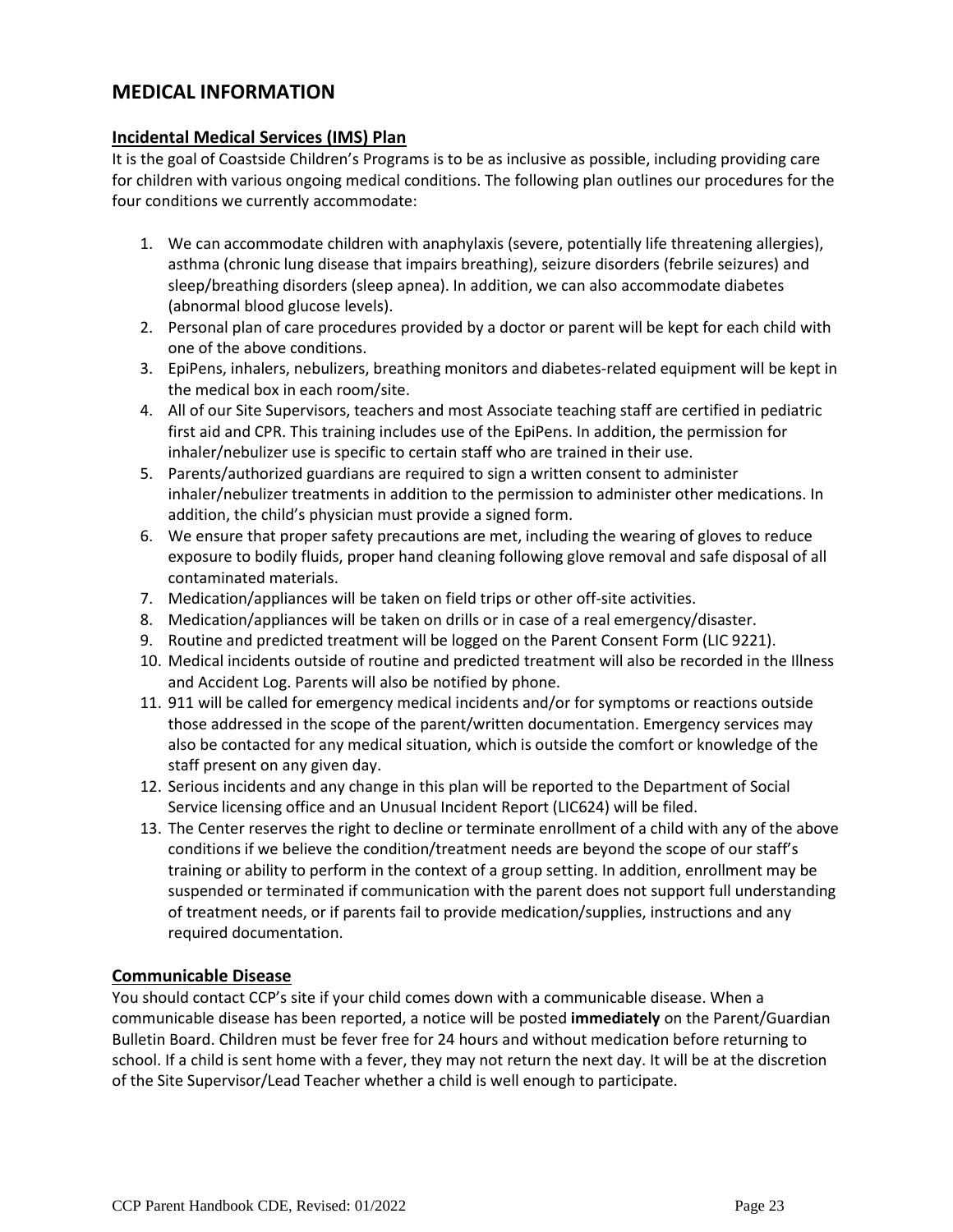# MEDICAL INFORMATION

## Incidental Medical Services (IMS) Plan

It is the goal of Coastside Children's Programs is to be as inclusive as possible, including providing care for children with various ongoing medical conditions. The following plan outlines our procedures for the four conditions we currently accommodate:

1. We can accommodate children with anaphylaxis (severe, potentially life threatening allergies), asthma (chronic lung disease that impairs breathing), seizure disorders (febrile seizures) and sleep/breathing disorders (sleep apnea). In addition, we can also accommodate diabetes (abnormal blood glucose levels).
2. Personal plan of care procedures provided by a doctor or parent will be kept for each child with one of the above conditions.
3. EpiPens, inhalers, nebulizers, breathing monitors and diabetes-related equipment will be kept in the medical box in each room/site.
4. All of our Site Supervisors, teachers and most Associate teaching staff are certified in pediatric first aid and CPR. This training includes use of the EpiPens. In addition, the permission for inhaler/nebulizer use is specific to certain staff who are trained in their use.
5. Parents/authorized guardians are required to sign a written consent to administer inhaler/nebulizer treatments in addition to the permission to administer other medications. In addition, the child's physician must provide a signed form.
6. We ensure that proper safety precautions are met, including the wearing of gloves to reduce exposure to bodily fluids, proper hand cleaning following glove removal and safe disposal of all contaminated materials.
7. Medication/appliances will be taken on field trips or other off-site activities.
8. Medication/appliances will be taken on drills or in case of a real emergency/disaster.
9. Routine and predicted treatment will be logged on the Parent Consent Form (LIC 9221).
10. Medical incidents outside of routine and predicted treatment will also be recorded in the Illness and Accident Log. Parents will also be notified by phone.
11. 911 will be called for emergency medical incidents and/or for symptoms or reactions outside those addressed in the scope of the parent/written documentation. Emergency services may also be contacted for any medical situation, which is outside the comfort or knowledge of the staff present on any given day.
12. Serious incidents and any change in this plan will be reported to the Department of Social Service licensing office and an Unusual Incident Report (LIC624) will be filed.
13. The Center reserves the right to decline or terminate enrollment of a child with any of the above conditions if we believe the condition/treatment needs are beyond the scope of our staff's training or ability to perform in the context of a group setting. In addition, enrollment may be suspended or terminated if communication with the parent does not support full understanding of treatment needs, or if parents fail to provide medication/supplies, instructions and any required documentation.

## Communicable Disease

You should contact CCP's site if your child comes down with a communicable disease. When a communicable disease has been reported, a notice will be posted **immediately** on the Parent/Guardian Bulletin Board. Children must be fever free for 24 hours and without medication before returning to school. If a child is sent home with a fever, they may not return the next day. It will be at the discretion of the Site Supervisor/Lead Teacher whether a child is well enough to participate.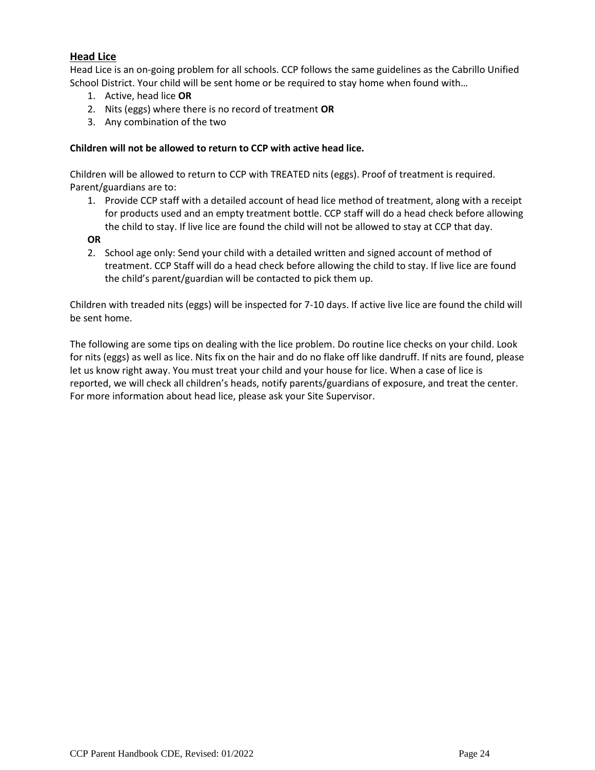## Head Lice

Head Lice is an on-going problem for all schools. CCP follows the same guidelines as the Cabrillo Unified School District. Your child will be sent home or be required to stay home when found with…

1. Active, head lice **OR**
2. Nits (eggs) where there is no record of treatment **OR**
3. Any combination of the two

**Children will not be allowed to return to CCP with active head lice.**

Children will be allowed to return to CCP with TREATED nits (eggs). Proof of treatment is required. Parent/guardians are to:

1. Provide CCP staff with a detailed account of head lice method of treatment, along with a receipt for products used and an empty treatment bottle. CCP staff will do a head check before allowing the child to stay. If live lice are found the child will not be allowed to stay at CCP that day.

**OR**

2. School age only: Send your child with a detailed written and signed account of method of treatment. CCP Staff will do a head check before allowing the child to stay. If live lice are found the child's parent/guardian will be contacted to pick them up.

Children with treaded nits (eggs) will be inspected for 7-10 days. If active live lice are found the child will be sent home.

The following are some tips on dealing with the lice problem. Do routine lice checks on your child. Look for nits (eggs) as well as lice. Nits fix on the hair and do no flake off like dandruff. If nits are found, please let us know right away. You must treat your child and your house for lice. When a case of lice is reported, we will check all children's heads, notify parents/guardians of exposure, and treat the center. For more information about head lice, please ask your Site Supervisor.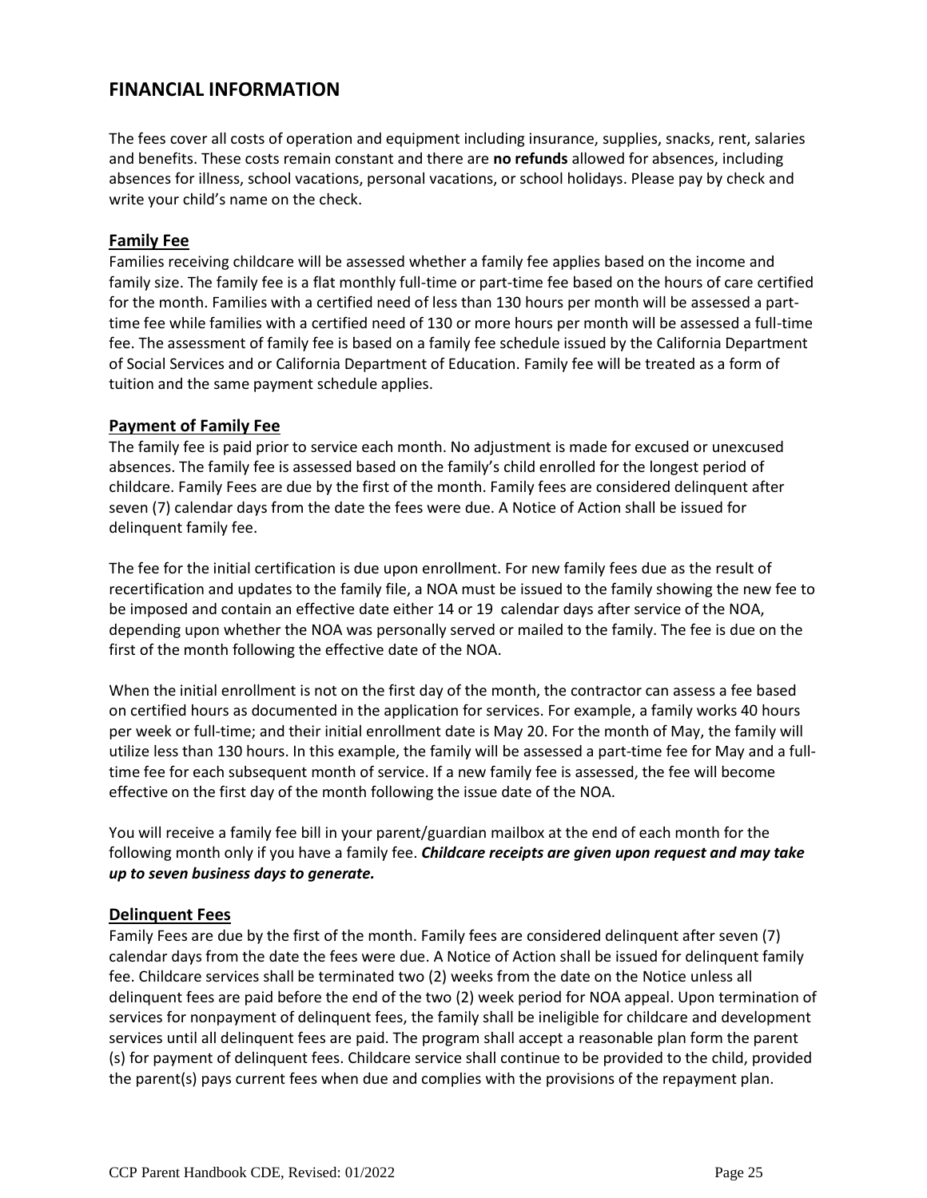## FINANCIAL INFORMATION

The fees cover all costs of operation and equipment including insurance, supplies, snacks, rent, salaries and benefits. These costs remain constant and there are **no refunds** allowed for absences, including absences for illness, school vacations, personal vacations, or school holidays. Please pay by check and write your child's name on the check.

### Family Fee

Families receiving childcare will be assessed whether a family fee applies based on the income and family size. The family fee is a flat monthly full-time or part-time fee based on the hours of care certified for the month. Families with a certified need of less than 130 hours per month will be assessed a part-time fee while families with a certified need of 130 or more hours per month will be assessed a full-time fee. The assessment of family fee is based on a family fee schedule issued by the California Department of Social Services and or California Department of Education. Family fee will be treated as a form of tuition and the same payment schedule applies.

### Payment of Family Fee

The family fee is paid prior to service each month. No adjustment is made for excused or unexcused absences. The family fee is assessed based on the family's child enrolled for the longest period of childcare. Family Fees are due by the first of the month. Family fees are considered delinquent after seven (7) calendar days from the date the fees were due. A Notice of Action shall be issued for delinquent family fee.

The fee for the initial certification is due upon enrollment. For new family fees due as the result of recertification and updates to the family file, a NOA must be issued to the family showing the new fee to be imposed and contain an effective date either 14 or 19 calendar days after service of the NOA, depending upon whether the NOA was personally served or mailed to the family. The fee is due on the first of the month following the effective date of the NOA.

When the initial enrollment is not on the first day of the month, the contractor can assess a fee based on certified hours as documented in the application for services. For example, a family works 40 hours per week or full-time; and their initial enrollment date is May 20. For the month of May, the family will utilize less than 130 hours. In this example, the family will be assessed a part-time fee for May and a full-time fee for each subsequent month of service. If a new family fee is assessed, the fee will become effective on the first day of the month following the issue date of the NOA.

You will receive a family fee bill in your parent/guardian mailbox at the end of each month for the following month only if you have a family fee. ***Childcare receipts are given upon request and may take up to seven business days to generate.***

### Delinquent Fees

Family Fees are due by the first of the month. Family fees are considered delinquent after seven (7) calendar days from the date the fees were due. A Notice of Action shall be issued for delinquent family fee. Childcare services shall be terminated two (2) weeks from the date on the Notice unless all delinquent fees are paid before the end of the two (2) week period for NOA appeal. Upon termination of services for nonpayment of delinquent fees, the family shall be ineligible for childcare and development services until all delinquent fees are paid. The program shall accept a reasonable plan form the parent (s) for payment of delinquent fees. Childcare service shall continue to be provided to the child, provided the parent(s) pays current fees when due and complies with the provisions of the repayment plan.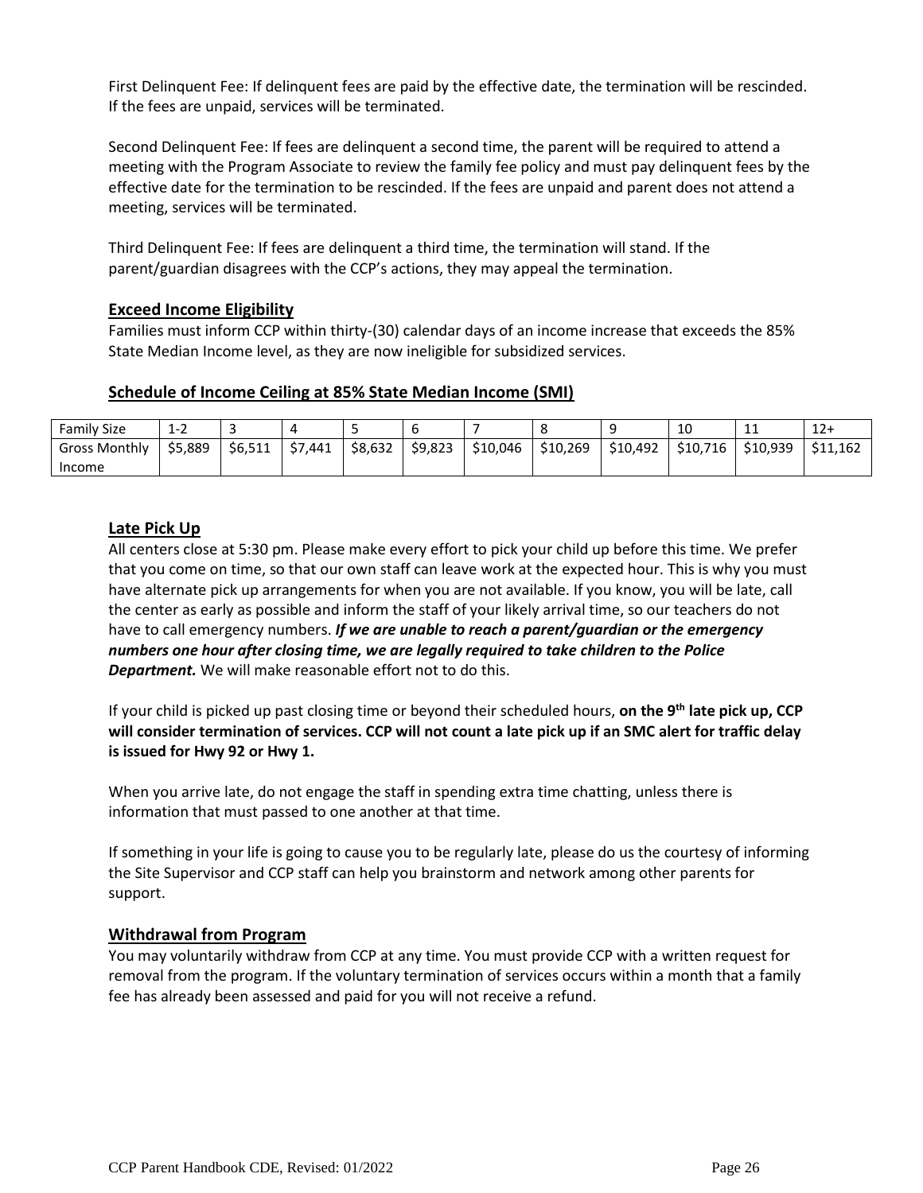First Delinquent Fee: If delinquent fees are paid by the effective date, the termination will be rescinded. If the fees are unpaid, services will be terminated.

Second Delinquent Fee: If fees are delinquent a second time, the parent will be required to attend a meeting with the Program Associate to review the family fee policy and must pay delinquent fees by the effective date for the termination to be rescinded. If the fees are unpaid and parent does not attend a meeting, services will be terminated.

Third Delinquent Fee: If fees are delinquent a third time, the termination will stand. If the parent/guardian disagrees with the CCP's actions, they may appeal the termination.

## Exceed Income Eligibility

Families must inform CCP within thirty-(30) calendar days of an income increase that exceeds the 85% State Median Income level, as they are now ineligible for subsidized services.

## Schedule of Income Ceiling at 85% State Median Income (SMI)

| Family Size | 1-2 | 3 | 4 | 5 | 6 | 7 | 8 | 9 | 10 | 11 | 12+ |
|---|---|---|---|---|---|---|---|---|---|---|---|
| Gross Monthly Income | $5,889 | $6,511 | $7,441 | $8,632 | $9,823 | $10,046 | $10,269 | $10,492 | $10,716 | $10,939 | $11,162 |

## Late Pick Up

All centers close at 5:30 pm. Please make every effort to pick your child up before this time. We prefer that you come on time, so that our own staff can leave work at the expected hour. This is why you must have alternate pick up arrangements for when you are not available. If you know, you will be late, call the center as early as possible and inform the staff of your likely arrival time, so our teachers do not have to call emergency numbers. ***If we are unable to reach a parent/guardian or the emergency numbers one hour after closing time, we are legally required to take children to the Police Department.*** We will make reasonable effort not to do this.

If your child is picked up past closing time or beyond their scheduled hours, **on the 9th late pick up, CCP will consider termination of services. CCP will not count a late pick up if an SMC alert for traffic delay is issued for Hwy 92 or Hwy 1.**

When you arrive late, do not engage the staff in spending extra time chatting, unless there is information that must passed to one another at that time.

If something in your life is going to cause you to be regularly late, please do us the courtesy of informing the Site Supervisor and CCP staff can help you brainstorm and network among other parents for support.

## Withdrawal from Program

You may voluntarily withdraw from CCP at any time. You must provide CCP with a written request for removal from the program. If the voluntary termination of services occurs within a month that a family fee has already been assessed and paid for you will not receive a refund.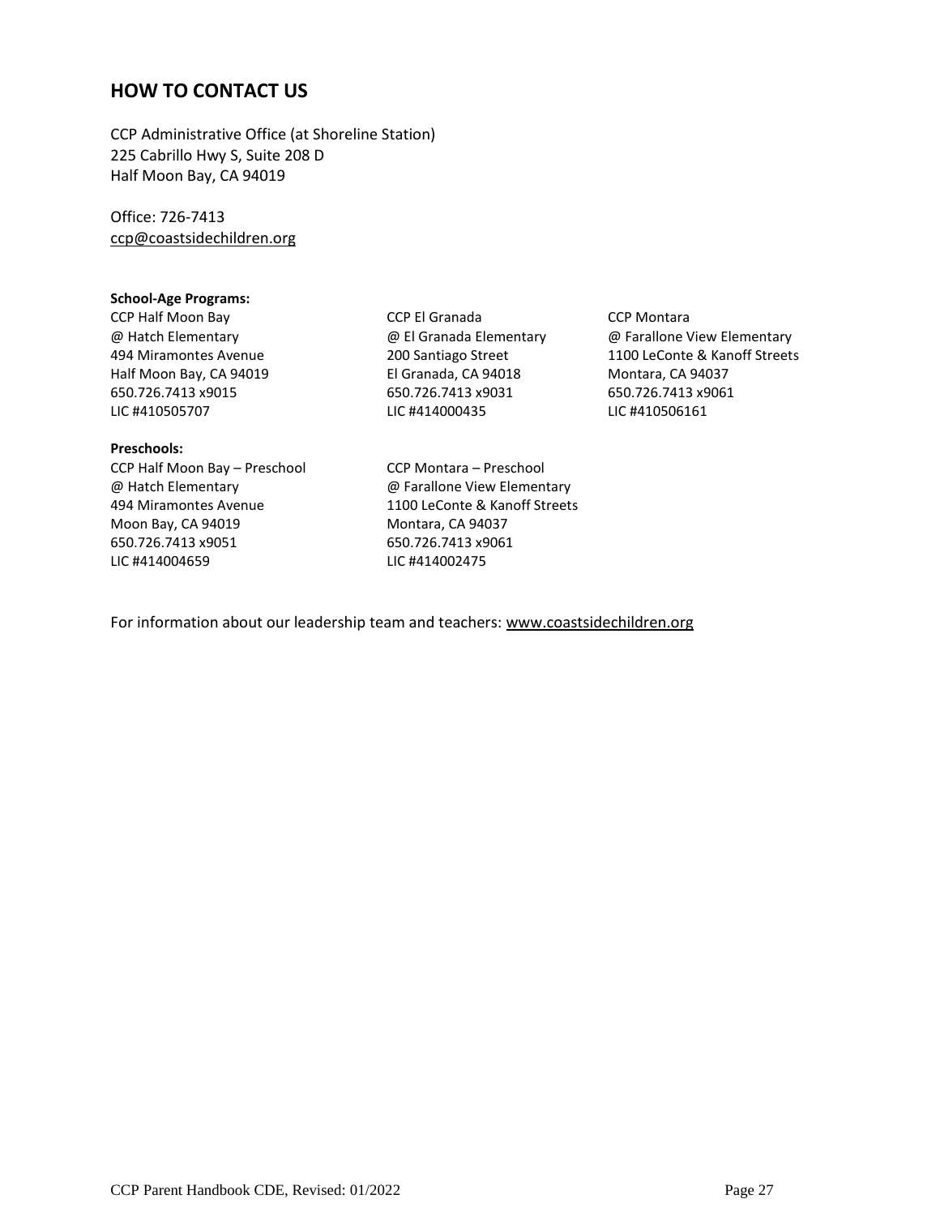## HOW TO CONTACT US

CCP Administrative Office (at Shoreline Station)
225 Cabrillo Hwy S, Suite 208 D
Half Moon Bay, CA 94019

Office: 726-7413
ccp@coastsidechildren.org

**School-Age Programs:**

CCP Half Moon Bay
@ Hatch Elementary
494 Miramontes Avenue
Half Moon Bay, CA 94019
650.726.7413 x9015
LIC #410505707

CCP El Granada
@ El Granada Elementary
200 Santiago Street
El Granada, CA 94018
650.726.7413 x9031
LIC #414000435

CCP Montara
@ Farallone View Elementary
1100 LeConte & Kanoff Streets
Montara, CA 94037
650.726.7413 x9061
LIC #410506161

**Preschools:**

CCP Half Moon Bay – Preschool
@ Hatch Elementary
494 Miramontes Avenue
Moon Bay, CA 94019
650.726.7413 x9051
LIC #414004659

CCP Montara – Preschool
@ Farallone View Elementary
1100 LeConte & Kanoff Streets
Montara, CA 94037
650.726.7413 x9061
LIC #414002475

For information about our leadership team and teachers: www.coastsidechildren.org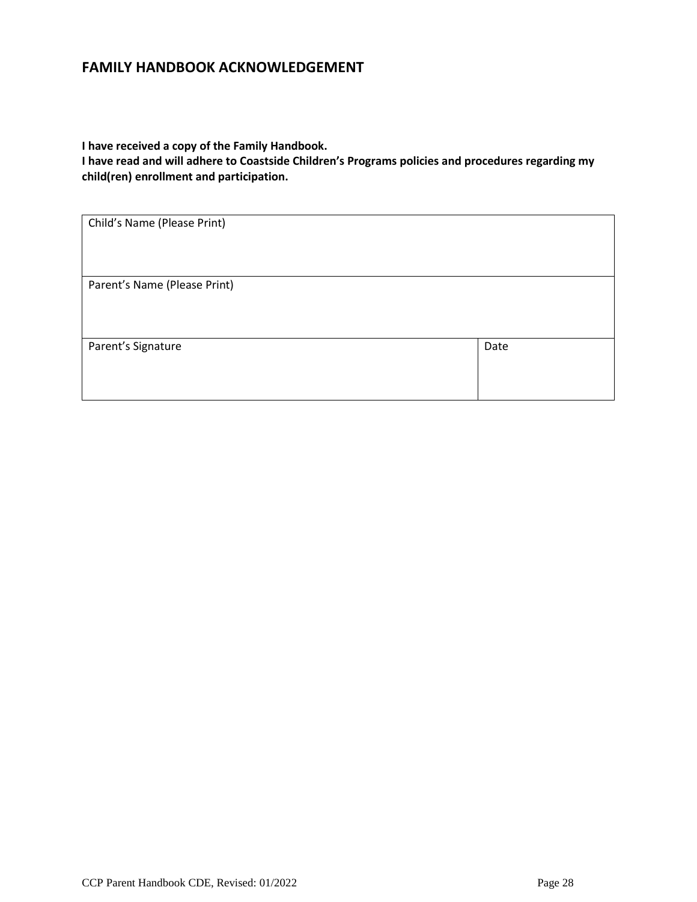## FAMILY HANDBOOK ACKNOWLEDGEMENT

**I have received a copy of the Family Handbook.**
**I have read and will adhere to Coastside Children's Programs policies and procedures regarding my child(ren) enrollment and participation.**

| | |
|---|---|
| Child's Name (Please Print) | |
| Parent's Name (Please Print) | |
| Parent's Signature | Date |